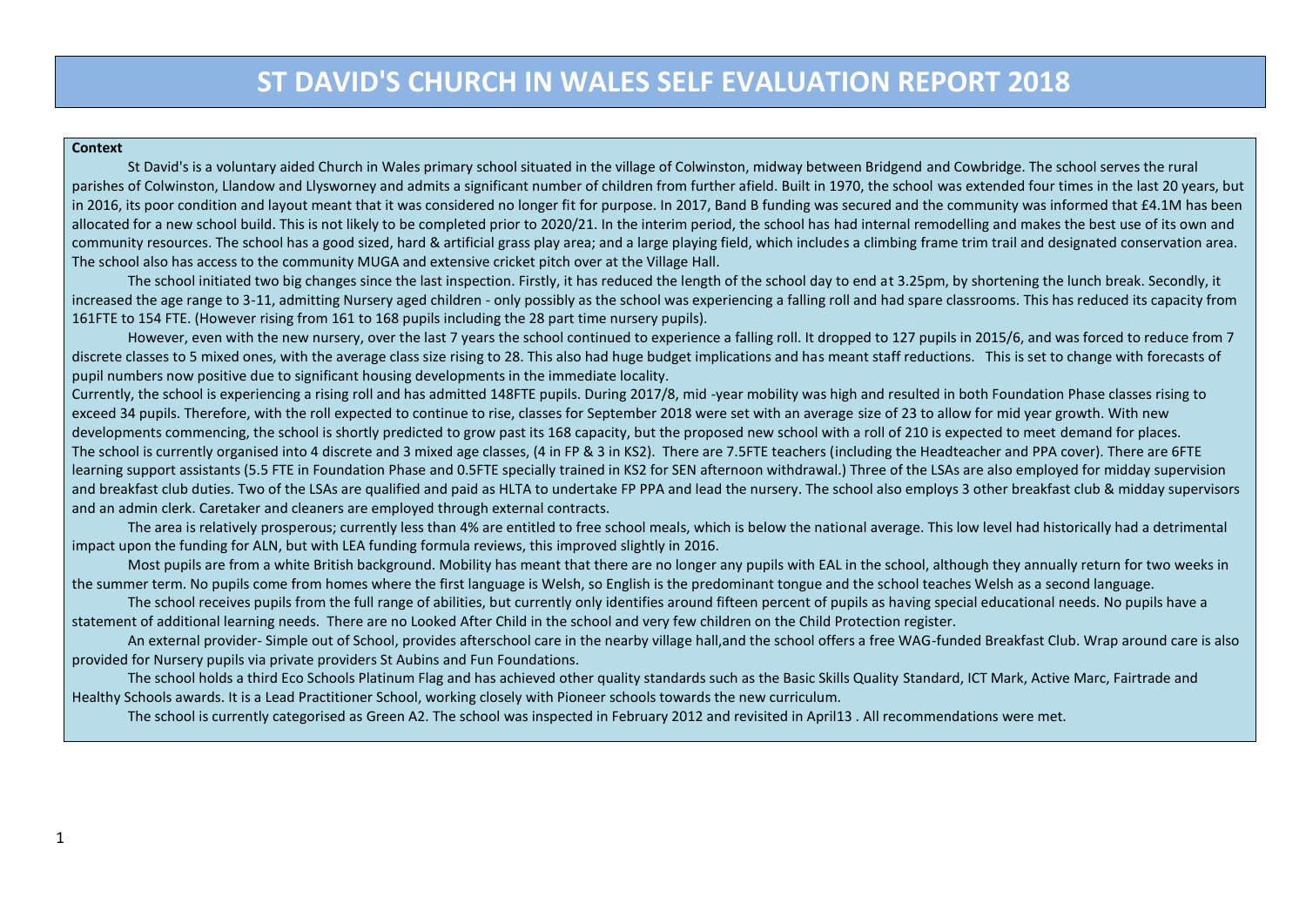# ST DAVID'S CHURCH IN WALES SELF EVALUATION REPORT 2018

**Context**

St David's is a voluntary aided Church in Wales primary school situated in the village of Colwinston, midway between Bridgend and Cowbridge. The school serves the rural parishes of Colwinston, Llandow and Llysworney and admits a significant number of children from further afield. Built in 1970, the school was extended four times in the last 20 years, but in 2016, its poor condition and layout meant that it was considered no longer fit for purpose. In 2017, Band B funding was secured and the community was informed that £4.1M has been allocated for a new school build. This is not likely to be completed prior to 2020/21. In the interim period, the school has had internal remodelling and makes the best use of its own and community resources. The school has a good sized, hard & artificial grass play area; and a large playing field, which includes a climbing frame trim trail and designated conservation area. The school also has access to the community MUGA and extensive cricket pitch over at the Village Hall.

The school initiated two big changes since the last inspection. Firstly, it has reduced the length of the school day to end at 3.25pm, by shortening the lunch break. Secondly, it increased the age range to 3-11, admitting Nursery aged children - only possibly as the school was experiencing a falling roll and had spare classrooms. This has reduced its capacity from 161FTE to 154 FTE. (However rising from 161 to 168 pupils including the 28 part time nursery pupils).

However, even with the new nursery, over the last 7 years the school continued to experience a falling roll. It dropped to 127 pupils in 2015/6, and was forced to reduce from 7 discrete classes to 5 mixed ones, with the average class size rising to 28. This also had huge budget implications and has meant staff reductions. This is set to change with forecasts of pupil numbers now positive due to significant housing developments in the immediate locality.

Currently, the school is experiencing a rising roll and has admitted 148FTE pupils. During 2017/8, mid -year mobility was high and resulted in both Foundation Phase classes rising to exceed 34 pupils. Therefore, with the roll expected to continue to rise, classes for September 2018 were set with an average size of 23 to allow for mid year growth. With new developments commencing, the school is shortly predicted to grow past its 168 capacity, but the proposed new school with a roll of 210 is expected to meet demand for places.

The school is currently organised into 4 discrete and 3 mixed age classes, (4 in FP & 3 in KS2). There are 7.5FTE teachers (including the Headteacher and PPA cover). There are 6FTE learning support assistants (5.5 FTE in Foundation Phase and 0.5FTE specially trained in KS2 for SEN afternoon withdrawal.) Three of the LSAs are also employed for midday supervision and breakfast club duties. Two of the LSAs are qualified and paid as HLTA to undertake FP PPA and lead the nursery. The school also employs 3 other breakfast club & midday supervisors and an admin clerk. Caretaker and cleaners are employed through external contracts.

The area is relatively prosperous; currently less than 4% are entitled to free school meals, which is below the national average. This low level had historically had a detrimental impact upon the funding for ALN, but with LEA funding formula reviews, this improved slightly in 2016.

Most pupils are from a white British background. Mobility has meant that there are no longer any pupils with EAL in the school, although they annually return for two weeks in the summer term. No pupils come from homes where the first language is Welsh, so English is the predominant tongue and the school teaches Welsh as a second language.

The school receives pupils from the full range of abilities, but currently only identifies around fifteen percent of pupils as having special educational needs. No pupils have a statement of additional learning needs. There are no Looked After Child in the school and very few children on the Child Protection register.

An external provider- Simple out of School, provides afterschool care in the nearby village hall,and the school offers a free WAG-funded Breakfast Club. Wrap around care is also provided for Nursery pupils via private providers St Aubins and Fun Foundations.

The school holds a third Eco Schools Platinum Flag and has achieved other quality standards such as the Basic Skills Quality Standard, ICT Mark, Active Marc, Fairtrade and Healthy Schools awards. It is a Lead Practitioner School, working closely with Pioneer schools towards the new curriculum.

The school is currently categorised as Green A2. The school was inspected in February 2012 and revisited in April13 . All recommendations were met.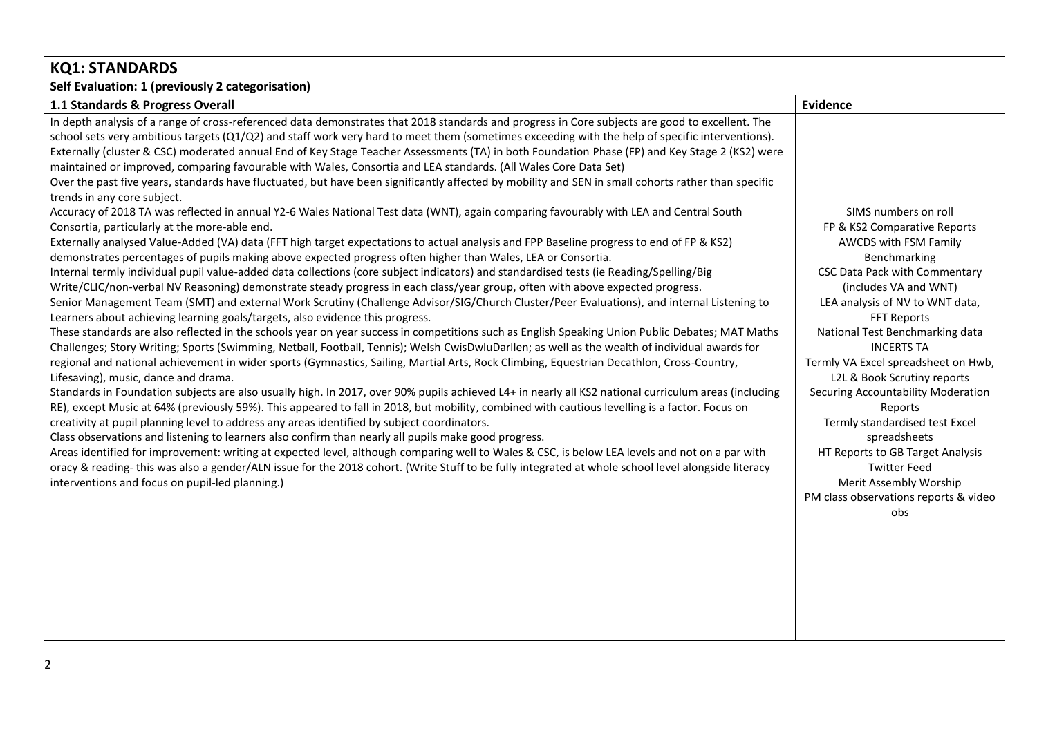## KQ1: STANDARDS

**Self Evaluation: 1 (previously 2 categorisation)**

| 1.1 Standards & Progress Overall | Evidence |
| --- | --- |
| In depth analysis of a range of cross-referenced data demonstrates that 2018 standards and progress in Core subjects are good to excellent. The school sets very ambitious targets (Q1/Q2) and staff work very hard to meet them (sometimes exceeding with the help of specific interventions).<br>Externally (cluster & CSC) moderated annual End of Key Stage Teacher Assessments (TA) in both Foundation Phase (FP) and Key Stage 2 (KS2) were maintained or improved, comparing favourable with Wales, Consortia and LEA standards. (All Wales Core Data Set)<br>Over the past five years, standards have fluctuated, but have been significantly affected by mobility and SEN in small cohorts rather than specific trends in any core subject.<br>Accuracy of 2018 TA was reflected in annual Y2-6 Wales National Test data (WNT), again comparing favourably with LEA and Central South Consortia, particularly at the more-able end.<br>Externally analysed Value-Added (VA) data (FFT high target expectations to actual analysis and FPP Baseline progress to end of FP & KS2) demonstrates percentages of pupils making above expected progress often higher than Wales, LEA or Consortia.<br>Internal termly individual pupil value-added data collections (core subject indicators) and standardised tests (ie Reading/Spelling/Big Write/CLIC/non-verbal NV Reasoning) demonstrate steady progress in each class/year group, often with above expected progress.<br>Senior Management Team (SMT) and external Work Scrutiny (Challenge Advisor/SIG/Church Cluster/Peer Evaluations), and internal Listening to Learners about achieving learning goals/targets, also evidence this progress.<br>These standards are also reflected in the schools year on year success in competitions such as English Speaking Union Public Debates; MAT Maths Challenges; Story Writing; Sports (Swimming, Netball, Football, Tennis); Welsh CwisDwluDarllen; as well as the wealth of individual awards for regional and national achievement in wider sports (Gymnastics, Sailing, Martial Arts, Rock Climbing, Equestrian Decathlon, Cross-Country, Lifesaving), music, dance and drama.<br>Standards in Foundation subjects are also usually high. In 2017, over 90% pupils achieved L4+ in nearly all KS2 national curriculum areas (including RE), except Music at 64% (previously 59%). This appeared to fall in 2018, but mobility, combined with cautious levelling is a factor. Focus on creativity at pupil planning level to address any areas identified by subject coordinators.<br>Class observations and listening to learners also confirm than nearly all pupils make good progress.<br>Areas identified for improvement: writing at expected level, although comparing well to Wales & CSC, is below LEA levels and not on a par with oracy & reading- this was also a gender/ALN issue for the 2018 cohort. (Write Stuff to be fully integrated at whole school level alongside literacy interventions and focus on pupil-led planning.) | SIMS numbers on roll<br>FP & KS2 Comparative Reports<br>AWCDS with FSM Family Benchmarking<br>CSC Data Pack with Commentary (includes VA and WNT)<br>LEA analysis of NV to WNT data,<br>FFT Reports<br>National Test Benchmarking data<br>INCERTS TA<br>Termly VA Excel spreadsheet on Hwb,<br>L2L & Book Scrutiny reports<br>Securing Accountability Moderation Reports<br>Termly standardised test Excel spreadsheets<br>HT Reports to GB Target Analysis<br>Twitter Feed<br>Merit Assembly Worship<br>PM class observations reports & video obs |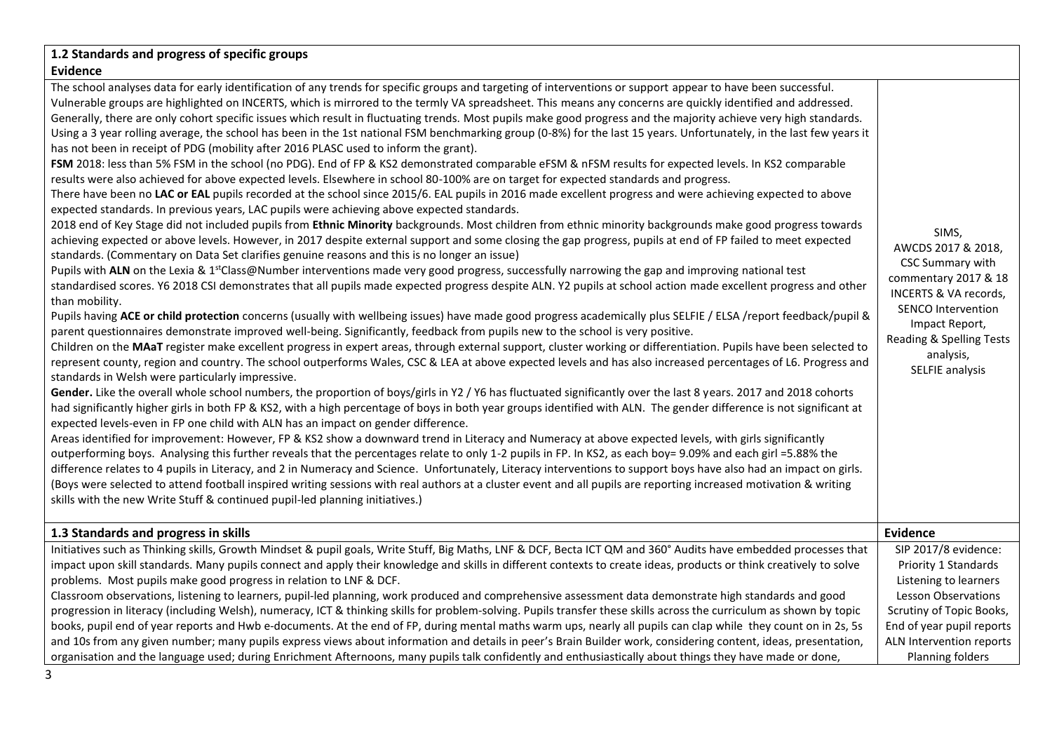| **1.2 Standards and progress of specific groups**<br>**Evidence** | |
|---|---|
| The school analyses data for early identification of any trends for specific groups and targeting of interventions or support appear to have been successful. Vulnerable groups are highlighted on INCERTS, which is mirrored to the termly VA spreadsheet. This means any concerns are quickly identified and addressed. Generally, there are only cohort specific issues which result in fluctuating trends. Most pupils make good progress and the majority achieve very high standards. Using a 3 year rolling average, the school has been in the 1st national FSM benchmarking group (0-8%) for the last 15 years. Unfortunately, in the last few years it has not been in receipt of PDG (mobility after 2016 PLASC used to inform the grant).<br>**FSM** 2018: less than 5% FSM in the school (no PDG). End of FP & KS2 demonstrated comparable eFSM & nFSM results for expected levels. In KS2 comparable results were also achieved for above expected levels. Elsewhere in school 80-100% are on target for expected standards and progress.<br>There have been no **LAC or EAL** pupils recorded at the school since 2015/6. EAL pupils in 2016 made excellent progress and were achieving expected to above expected standards. In previous years, LAC pupils were achieving above expected standards.<br>2018 end of Key Stage did not included pupils from **Ethnic Minority** backgrounds. Most children from ethnic minority backgrounds make good progress towards achieving expected or above levels. However, in 2017 despite external support and some closing the gap progress, pupils at end of FP failed to meet expected standards. (Commentary on Data Set clarifies genuine reasons and this is no longer an issue)<br>Pupils with **ALN** on the Lexia & 1stClass@Number interventions made very good progress, successfully narrowing the gap and improving national test standardised scores. Y6 2018 CSI demonstrates that all pupils made expected progress despite ALN. Y2 pupils at school action made excellent progress and other than mobility.<br>Pupils having **ACE or child protection** concerns (usually with wellbeing issues) have made good progress academically plus SELFIE / ELSA /report feedback/pupil & parent questionnaires demonstrate improved well-being. Significantly, feedback from pupils new to the school is very positive.<br>Children on the **MAaT** register make excellent progress in expert areas, through external support, cluster working or differentiation. Pupils have been selected to represent county, region and country. The school outperforms Wales, CSC & LEA at above expected levels and has also increased percentages of L6. Progress and standards in Welsh were particularly impressive.<br>**Gender.** Like the overall whole school numbers, the proportion of boys/girls in Y2 / Y6 has fluctuated significantly over the last 8 years. 2017 and 2018 cohorts had significantly higher girls in both FP & KS2, with a high percentage of boys in both year groups identified with ALN. The gender difference is not significant at expected levels-even in FP one child with ALN has an impact on gender difference.<br>Areas identified for improvement: However, FP & KS2 show a downward trend in Literacy and Numeracy at above expected levels, with girls significantly outperforming boys. Analysing this further reveals that the percentages relate to only 1-2 pupils in FP. In KS2, as each boy= 9.09% and each girl =5.88% the difference relates to 4 pupils in Literacy, and 2 in Numeracy and Science. Unfortunately, Literacy interventions to support boys have also had an impact on girls. (Boys were selected to attend football inspired writing sessions with real authors at a cluster event and all pupils are reporting increased motivation & writing skills with the new Write Stuff & continued pupil-led planning initiatives.) | SIMS,<br>AWCDS 2017 & 2018,<br>CSC Summary with commentary 2017 & 18<br>INCERTS & VA records,<br>SENCO Intervention Impact Report,<br>Reading & Spelling Tests analysis,<br>SELFIE analysis |

| **1.3 Standards and progress in skills** | **Evidence** |
|---|---|
| Initiatives such as Thinking skills, Growth Mindset & pupil goals, Write Stuff, Big Maths, LNF & DCF, Becta ICT QM and 360° Audits have embedded processes that impact upon skill standards. Many pupils connect and apply their knowledge and skills in different contexts to create ideas, products or think creatively to solve problems. Most pupils make good progress in relation to LNF & DCF.<br>Classroom observations, listening to learners, pupil-led planning, work produced and comprehensive assessment data demonstrate high standards and good progression in literacy (including Welsh), numeracy, ICT & thinking skills for problem-solving. Pupils transfer these skills across the curriculum as shown by topic books, pupil end of year reports and Hwb e-documents. At the end of FP, during mental maths warm ups, nearly all pupils can clap while they count on in 2s, 5s and 10s from any given number; many pupils express views about information and details in peer's Brain Builder work, considering content, ideas, presentation, organisation and the language used; during Enrichment Afternoons, many pupils talk confidently and enthusiastically about things they have made or done, | SIP 2017/8 evidence:<br>Priority 1 Standards<br>Listening to learners<br>Lesson Observations<br>Scrutiny of Topic Books,<br>End of year pupil reports<br>ALN Intervention reports<br>Planning folders |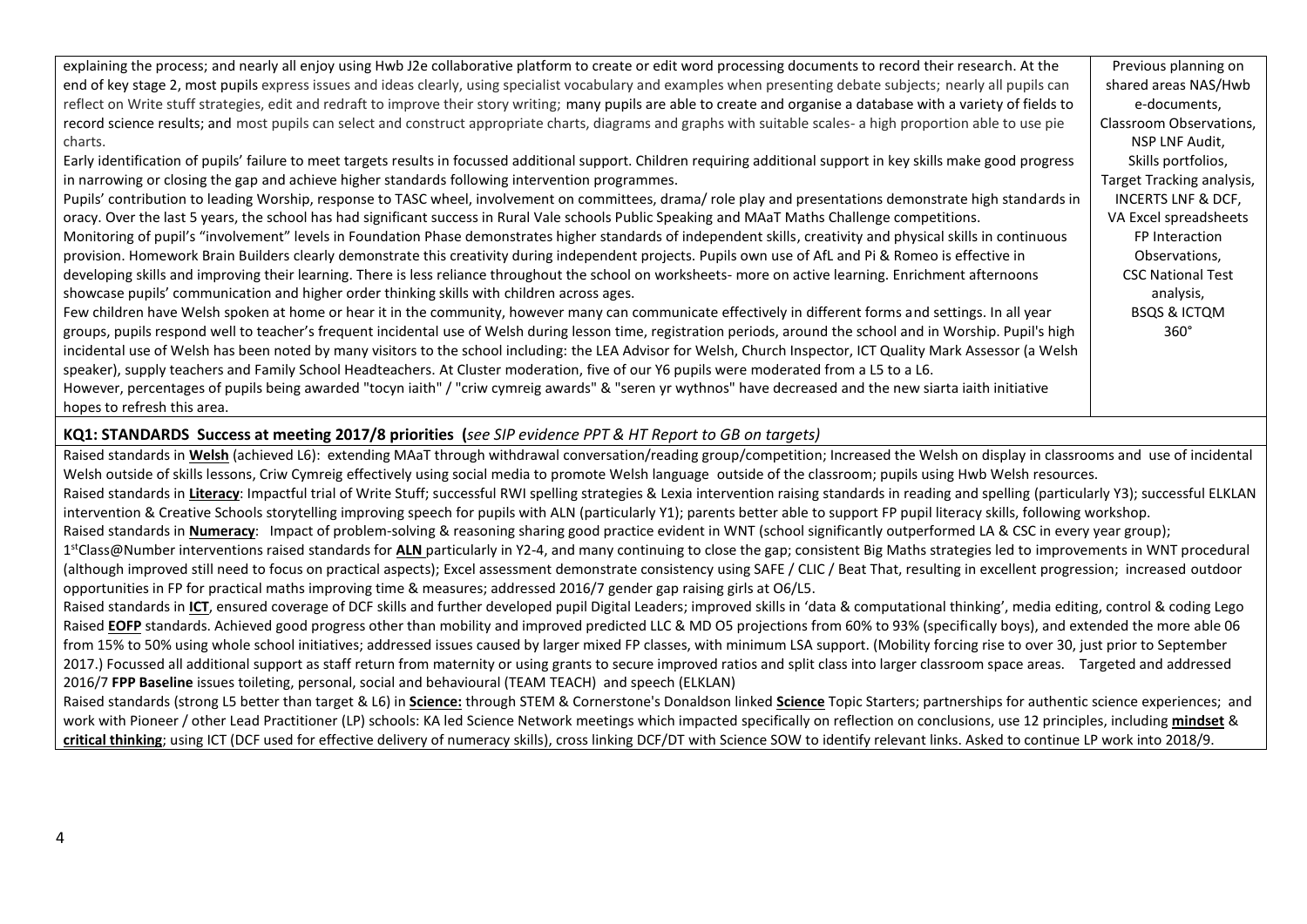| | |
|---|---|
| explaining the process; and nearly all enjoy using Hwb J2e collaborative platform to create or edit word processing documents to record their research. At the end of key stage 2, most pupils express issues and ideas clearly, using specialist vocabulary and examples when presenting debate subjects; nearly all pupils can reflect on Write stuff strategies, edit and redraft to improve their story writing; many pupils are able to create and organise a database with a variety of fields to record science results; and most pupils can select and construct appropriate charts, diagrams and graphs with suitable scales- a high proportion able to use pie charts.<br>Early identification of pupils' failure to meet targets results in focussed additional support. Children requiring additional support in key skills make good progress in narrowing or closing the gap and achieve higher standards following intervention programmes.<br>Pupils' contribution to leading Worship, response to TASC wheel, involvement on committees, drama/ role play and presentations demonstrate high standards in oracy. Over the last 5 years, the school has had significant success in Rural Vale schools Public Speaking and MAaT Maths Challenge competitions.<br>Monitoring of pupil's "involvement" levels in Foundation Phase demonstrates higher standards of independent skills, creativity and physical skills in continuous provision. Homework Brain Builders clearly demonstrate this creativity during independent projects. Pupils own use of AfL and Pi & Romeo is effective in developing skills and improving their learning. There is less reliance throughout the school on worksheets- more on active learning. Enrichment afternoons showcase pupils' communication and higher order thinking skills with children across ages.<br>Few children have Welsh spoken at home or hear it in the community, however many can communicate effectively in different forms and settings. In all year groups, pupils respond well to teacher's frequent incidental use of Welsh during lesson time, registration periods, around the school and in Worship. Pupil's high incidental use of Welsh has been noted by many visitors to the school including: the LEA Advisor for Welsh, Church Inspector, ICT Quality Mark Assessor (a Welsh speaker), supply teachers and Family School Headteachers. At Cluster moderation, five of our Y6 pupils were moderated from a L5 to a L6.<br>However, percentages of pupils being awarded "tocyn iaith" / "criw cymreig awards" & "seren yr wythnos" have decreased and the new siarta iaith initiative hopes to refresh this area. | Previous planning on shared areas NAS/Hwb e-documents, Classroom Observations, NSP LNF Audit, Skills portfolios, Target Tracking analysis, INCERTS LNF & DCF, VA Excel spreadsheets FP Interaction Observations, CSC National Test analysis, BSQS & ICTQM 360° |

**KQ1: STANDARDS Success at meeting 2017/8 priorities** (*see SIP evidence PPT & HT Report to GB on targets*)

Raised standards in **Welsh** (achieved L6): extending MAaT through withdrawal conversation/reading group/competition; Increased the Welsh on display in classrooms and use of incidental Welsh outside of skills lessons, Criw Cymreig effectively using social media to promote Welsh language outside of the classroom; pupils using Hwb Welsh resources.

Raised standards in **Literacy**: Impactful trial of Write Stuff; successful RWI spelling strategies & Lexia intervention raising standards in reading and spelling (particularly Y3); successful ELKLAN intervention & Creative Schools storytelling improving speech for pupils with ALN (particularly Y1); parents better able to support FP pupil literacy skills, following workshop.

Raised standards in **Numeracy**: Impact of problem-solving & reasoning sharing good practice evident in WNT (school significantly outperformed LA & CSC in every year group); 1stClass@Number interventions raised standards for **ALN** particularly in Y2-4, and many continuing to close the gap; consistent Big Maths strategies led to improvements in WNT procedural (although improved still need to focus on practical aspects); Excel assessment demonstrate consistency using SAFE / CLIC / Beat That, resulting in excellent progression; increased outdoor opportunities in FP for practical maths improving time & measures; addressed 2016/7 gender gap raising girls at O6/L5.

Raised standards in **ICT**, ensured coverage of DCF skills and further developed pupil Digital Leaders; improved skills in 'data & computational thinking', media editing, control & coding Lego

Raised **EOFP** standards. Achieved good progress other than mobility and improved predicted LLC & MD O5 projections from 60% to 93% (specifically boys), and extended the more able 06 from 15% to 50% using whole school initiatives; addressed issues caused by larger mixed FP classes, with minimum LSA support. (Mobility forcing rise to over 30, just prior to September 2017.) Focussed all additional support as staff return from maternity or using grants to secure improved ratios and split class into larger classroom space areas. Targeted and addressed 2016/7 **FPP Baseline** issues toileting, personal, social and behavioural (TEAM TEACH) and speech (ELKLAN)

Raised standards (strong L5 better than target & L6) in **Science:** through STEM & Cornerstone's Donaldson linked **Science** Topic Starters; partnerships for authentic science experiences; and work with Pioneer / other Lead Practitioner (LP) schools: KA led Science Network meetings which impacted specifically on reflection on conclusions, use 12 principles, including **mindset** & **critical thinking**; using ICT (DCF used for effective delivery of numeracy skills), cross linking DCF/DT with Science SOW to identify relevant links. Asked to continue LP work into 2018/9.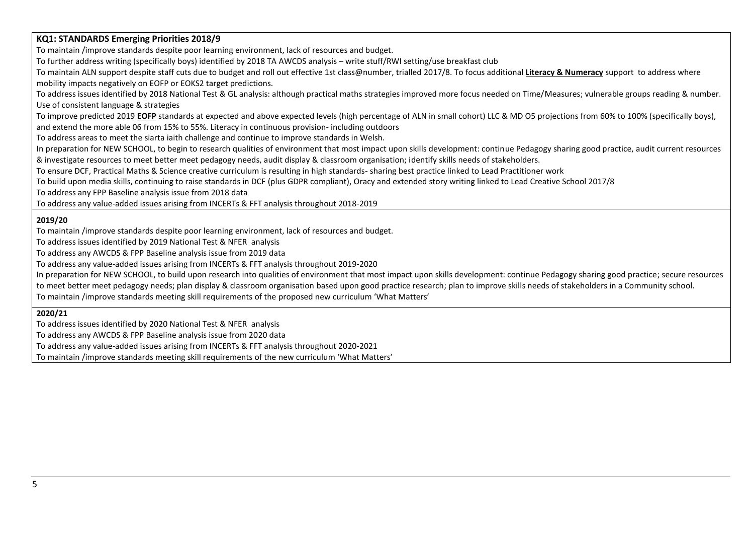**KQ1: STANDARDS Emerging Priorities 2018/9**

To maintain /improve standards despite poor learning environment, lack of resources and budget.

To further address writing (specifically boys) identified by 2018 TA AWCDS analysis – write stuff/RWI setting/use breakfast club

To maintain ALN support despite staff cuts due to budget and roll out effective 1st class@number, trialled 2017/8. To focus additional **Literacy & Numeracy** support to address where mobility impacts negatively on EOFP or EOKS2 target predictions.

To address issues identified by 2018 National Test & GL analysis: although practical maths strategies improved more focus needed on Time/Measures; vulnerable groups reading & number. Use of consistent language & strategies

To improve predicted 2019 **EOFP** standards at expected and above expected levels (high percentage of ALN in small cohort) LLC & MD O5 projections from 60% to 100% (specifically boys), and extend the more able 06 from 15% to 55%. Literacy in continuous provision- including outdoors

To address areas to meet the siarta iaith challenge and continue to improve standards in Welsh.

In preparation for NEW SCHOOL, to begin to research qualities of environment that most impact upon skills development: continue Pedagogy sharing good practice, audit current resources & investigate resources to meet better meet pedagogy needs, audit display & classroom organisation; identify skills needs of stakeholders.

To ensure DCF, Practical Maths & Science creative curriculum is resulting in high standards- sharing best practice linked to Lead Practitioner work

To build upon media skills, continuing to raise standards in DCF (plus GDPR compliant), Oracy and extended story writing linked to Lead Creative School 2017/8

To address any FPP Baseline analysis issue from 2018 data

To address any value-added issues arising from INCERTs & FFT analysis throughout 2018-2019

**2019/20**

To maintain /improve standards despite poor learning environment, lack of resources and budget.

To address issues identified by 2019 National Test & NFER analysis

To address any AWCDS & FPP Baseline analysis issue from 2019 data

To address any value-added issues arising from INCERTs & FFT analysis throughout 2019-2020

In preparation for NEW SCHOOL, to build upon research into qualities of environment that most impact upon skills development: continue Pedagogy sharing good practice; secure resources to meet better meet pedagogy needs; plan display & classroom organisation based upon good practice research; plan to improve skills needs of stakeholders in a Community school.

To maintain /improve standards meeting skill requirements of the proposed new curriculum 'What Matters'

**2020/21**

To address issues identified by 2020 National Test & NFER analysis

To address any AWCDS & FPP Baseline analysis issue from 2020 data

To address any value-added issues arising from INCERTs & FFT analysis throughout 2020-2021

To maintain /improve standards meeting skill requirements of the new curriculum 'What Matters'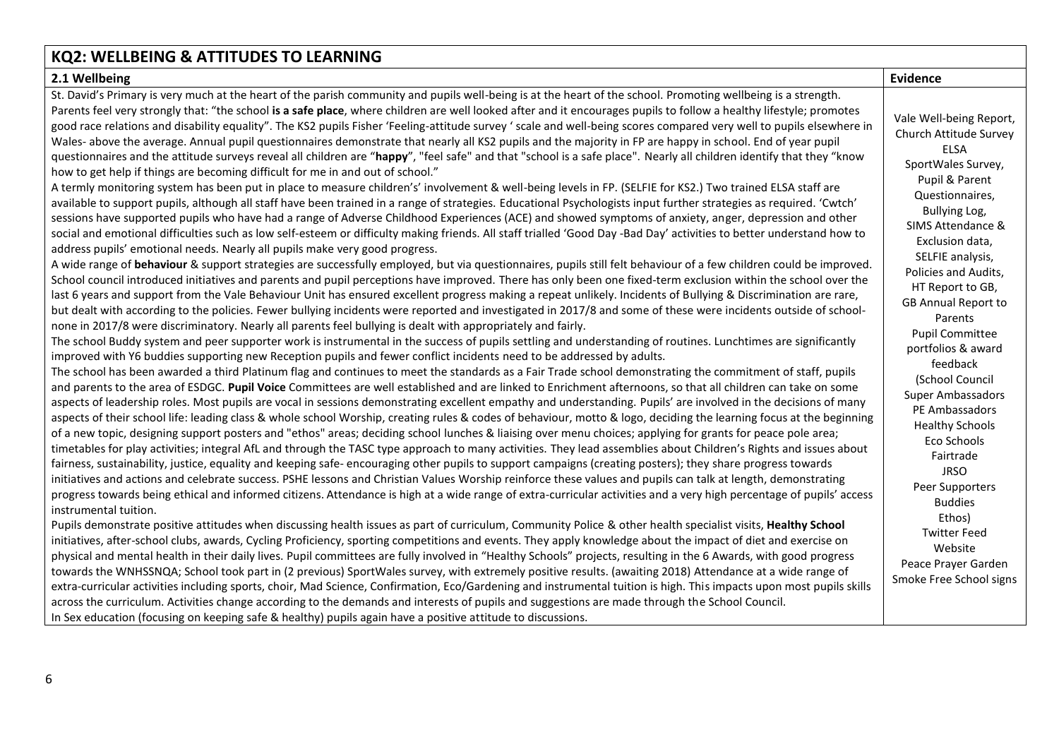# KQ2: WELLBEING & ATTITUDES TO LEARNING

| 2.1 Wellbeing | Evidence |
|---|---|
| St. David's Primary is very much at the heart of the parish community and pupils well-being is at the heart of the school. Promoting wellbeing is a strength. Parents feel very strongly that: "the school **is a safe place**, where children are well looked after and it encourages pupils to follow a healthy lifestyle; promotes good race relations and disability equality". The KS2 pupils Fisher 'Feeling-attitude survey ' scale and well-being scores compared very well to pupils elsewhere in Wales- above the average. Annual pupil questionnaires demonstrate that nearly all KS2 pupils and the majority in FP are happy in school. End of year pupil questionnaires and the attitude surveys reveal all children are "**happy**", "feel safe" and that "school is a safe place". Nearly all children identify that they "know how to get help if things are becoming difficult for me in and out of school."<br>A termly monitoring system has been put in place to measure children's' involvement & well-being levels in FP. (SELFIE for KS2.) Two trained ELSA staff are available to support pupils, although all staff have been trained in a range of strategies. Educational Psychologists input further strategies as required. 'Cwtch' sessions have supported pupils who have had a range of Adverse Childhood Experiences (ACE) and showed symptoms of anxiety, anger, depression and other social and emotional difficulties such as low self-esteem or difficulty making friends. All staff trialled 'Good Day -Bad Day' activities to better understand how to address pupils' emotional needs. Nearly all pupils make very good progress.<br>A wide range of **behaviour** & support strategies are successfully employed, but via questionnaires, pupils still felt behaviour of a few children could be improved. School council introduced initiatives and parents and pupil perceptions have improved. There has only been one fixed-term exclusion within the school over the last 6 years and support from the Vale Behaviour Unit has ensured excellent progress making a repeat unlikely. Incidents of Bullying & Discrimination are rare, but dealt with according to the policies. Fewer bullying incidents were reported and investigated in 2017/8 and some of these were incidents outside of school- none in 2017/8 were discriminatory. Nearly all parents feel bullying is dealt with appropriately and fairly.<br>The school Buddy system and peer supporter work is instrumental in the success of pupils settling and understanding of routines. Lunchtimes are significantly improved with Y6 buddies supporting new Reception pupils and fewer conflict incidents need to be addressed by adults.<br>The school has been awarded a third Platinum flag and continues to meet the standards as a Fair Trade school demonstrating the commitment of staff, pupils and parents to the area of ESDGC. **Pupil Voice** Committees are well established and are linked to Enrichment afternoons, so that all children can take on some aspects of leadership roles. Most pupils are vocal in sessions demonstrating excellent empathy and understanding. Pupils' are involved in the decisions of many aspects of their school life: leading class & whole school Worship, creating rules & codes of behaviour, motto & logo, deciding the learning focus at the beginning of a new topic, designing support posters and "ethos" areas; deciding school lunches & liaising over menu choices; applying for grants for peace pole area; timetables for play activities; integral AfL and through the TASC type approach to many activities. They lead assemblies about Children's Rights and issues about fairness, sustainability, justice, equality and keeping safe- encouraging other pupils to support campaigns (creating posters); they share progress towards initiatives and actions and celebrate success. PSHE lessons and Christian Values Worship reinforce these values and pupils can talk at length, demonstrating progress towards being ethical and informed citizens. Attendance is high at a wide range of extra-curricular activities and a very high percentage of pupils' access instrumental tuition.<br>Pupils demonstrate positive attitudes when discussing health issues as part of curriculum, Community Police & other health specialist visits, **Healthy School** initiatives, after-school clubs, awards, Cycling Proficiency, sporting competitions and events. They apply knowledge about the impact of diet and exercise on physical and mental health in their daily lives. Pupil committees are fully involved in "Healthy Schools" projects, resulting in the 6 Awards, with good progress towards the WNHSSNQA; School took part in (2 previous) SportWales survey, with extremely positive results. (awaiting 2018) Attendance at a wide range of extra-curricular activities including sports, choir, Mad Science, Confirmation, Eco/Gardening and instrumental tuition is high. This impacts upon most pupils skills across the curriculum. Activities change according to the demands and interests of pupils and suggestions are made through the School Council.<br>In Sex education (focusing on keeping safe & healthy) pupils again have a positive attitude to discussions. | Vale Well-being Report,<br>Church Attitude Survey<br>ELSA<br>SportWales Survey,<br>Pupil & Parent Questionnaires,<br>Bullying Log,<br>SIMS Attendance & Exclusion data,<br>SELFIE analysis,<br>Policies and Audits,<br>HT Report to GB,<br>GB Annual Report to Parents<br>Pupil Committee portfolios & award feedback<br>(School Council<br>Super Ambassadors<br>PE Ambassadors<br>Healthy Schools<br>Eco Schools<br>Fairtrade<br>JRSO<br>Peer Supporters<br>Buddies<br>Ethos)<br>Twitter Feed<br>Website<br>Peace Prayer Garden<br>Smoke Free School signs |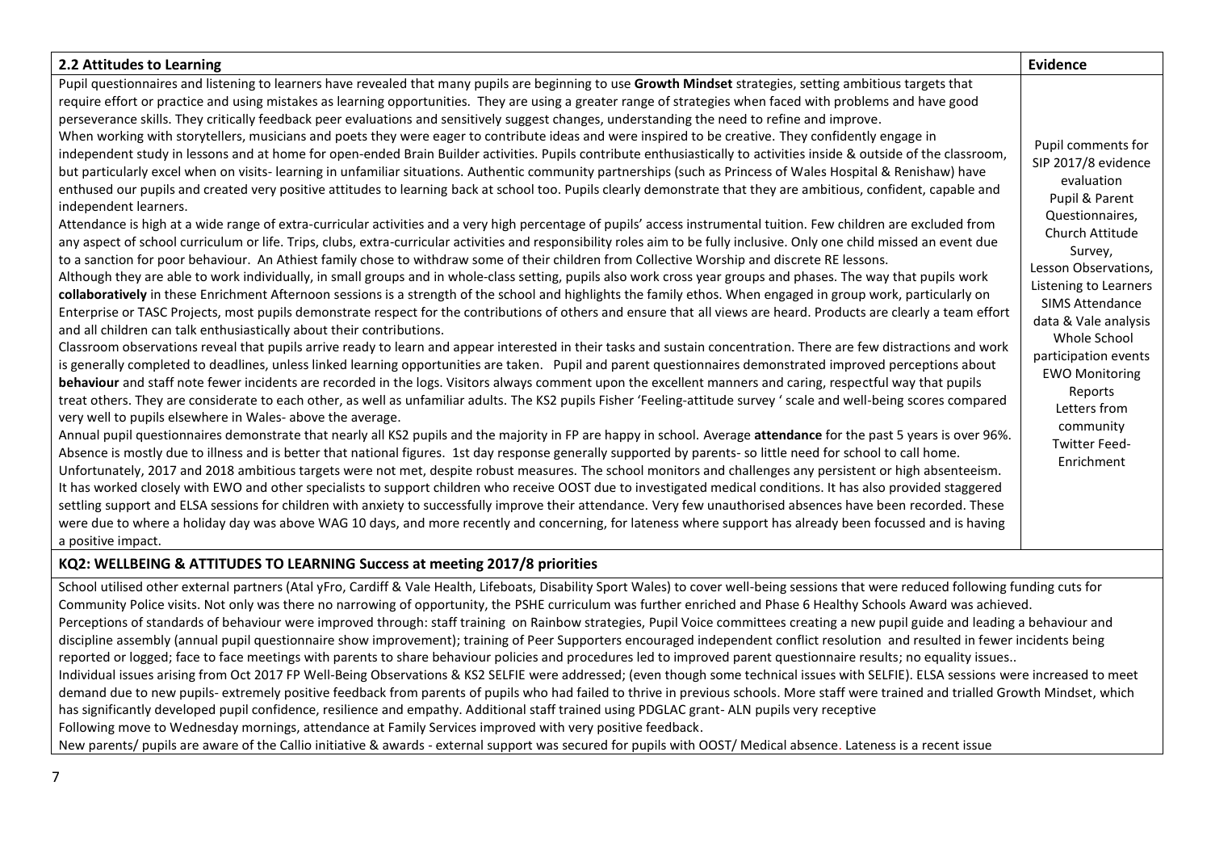| 2.2 Attitudes to Learning | Evidence |
|---|---|
| Pupil questionnaires and listening to learners have revealed that many pupils are beginning to use **Growth Mindset** strategies, setting ambitious targets that require effort or practice and using mistakes as learning opportunities. They are using a greater range of strategies when faced with problems and have good perseverance skills. They critically feedback peer evaluations and sensitively suggest changes, understanding the need to refine and improve.<br>When working with storytellers, musicians and poets they were eager to contribute ideas and were inspired to be creative. They confidently engage in independent study in lessons and at home for open-ended Brain Builder activities. Pupils contribute enthusiastically to activities inside & outside of the classroom, but particularly excel when on visits- learning in unfamiliar situations. Authentic community partnerships (such as Princess of Wales Hospital & Renishaw) have enthused our pupils and created very positive attitudes to learning back at school too. Pupils clearly demonstrate that they are ambitious, confident, capable and independent learners.<br>Attendance is high at a wide range of extra-curricular activities and a very high percentage of pupils' access instrumental tuition. Few children are excluded from any aspect of school curriculum or life. Trips, clubs, extra-curricular activities and responsibility roles aim to be fully inclusive. Only one child missed an event due to a sanction for poor behaviour. An Athiest family chose to withdraw some of their children from Collective Worship and discrete RE lessons.<br>Although they are able to work individually, in small groups and in whole-class setting, pupils also work cross year groups and phases. The way that pupils work **collaboratively** in these Enrichment Afternoon sessions is a strength of the school and highlights the family ethos. When engaged in group work, particularly on Enterprise or TASC Projects, most pupils demonstrate respect for the contributions of others and ensure that all views are heard. Products are clearly a team effort and all children can talk enthusiastically about their contributions.<br>Classroom observations reveal that pupils arrive ready to learn and appear interested in their tasks and sustain concentration. There are few distractions and work is generally completed to deadlines, unless linked learning opportunities are taken. Pupil and parent questionnaires demonstrated improved perceptions about **behaviour** and staff note fewer incidents are recorded in the logs. Visitors always comment upon the excellent manners and caring, respectful way that pupils treat others. They are considerate to each other, as well as unfamiliar adults. The KS2 pupils Fisher 'Feeling-attitude survey ' scale and well-being scores compared very well to pupils elsewhere in Wales- above the average.<br>Annual pupil questionnaires demonstrate that nearly all KS2 pupils and the majority in FP are happy in school. Average **attendance** for the past 5 years is over 96%. Absence is mostly due to illness and is better that national figures. 1st day response generally supported by parents- so little need for school to call home. Unfortunately, 2017 and 2018 ambitious targets were not met, despite robust measures. The school monitors and challenges any persistent or high absenteeism. It has worked closely with EWO and other specialists to support children who receive OOST due to investigated medical conditions. It has also provided staggered settling support and ELSA sessions for children with anxiety to successfully improve their attendance. Very few unauthorised absences have been recorded. These were due to where a holiday day was above WAG 10 days, and more recently and concerning, for lateness where support has already been focussed and is having a positive impact. | Pupil comments for SIP 2017/8 evidence evaluation<br>Pupil & Parent Questionnaires, Church Attitude Survey,<br>Lesson Observations,<br>Listening to Learners<br>SIMS Attendance data & Vale analysis<br>Whole School participation events<br>EWO Monitoring Reports<br>Letters from community<br>Twitter Feed- Enrichment |

**KQ2: WELLBEING & ATTITUDES TO LEARNING Success at meeting 2017/8 priorities**

School utilised other external partners (Atal yFro, Cardiff & Vale Health, Lifeboats, Disability Sport Wales) to cover well-being sessions that were reduced following funding cuts for Community Police visits. Not only was there no narrowing of opportunity, the PSHE curriculum was further enriched and Phase 6 Healthy Schools Award was achieved.
Perceptions of standards of behaviour were improved through: staff training on Rainbow strategies, Pupil Voice committees creating a new pupil guide and leading a behaviour and discipline assembly (annual pupil questionnaire show improvement); training of Peer Supporters encouraged independent conflict resolution and resulted in fewer incidents being reported or logged; face to face meetings with parents to share behaviour policies and procedures led to improved parent questionnaire results; no equality issues..
Individual issues arising from Oct 2017 FP Well-Being Observations & KS2 SELFIE were addressed; (even though some technical issues with SELFIE). ELSA sessions were increased to meet demand due to new pupils- extremely positive feedback from parents of pupils who had failed to thrive in previous schools. More staff were trained and trialled Growth Mindset, which has significantly developed pupil confidence, resilience and empathy. Additional staff trained using PDGLAC grant- ALN pupils very receptive
Following move to Wednesday mornings, attendance at Family Services improved with very positive feedback.
New parents/ pupils are aware of the Callio initiative & awards - external support was secured for pupils with OOST/ Medical absence. Lateness is a recent issue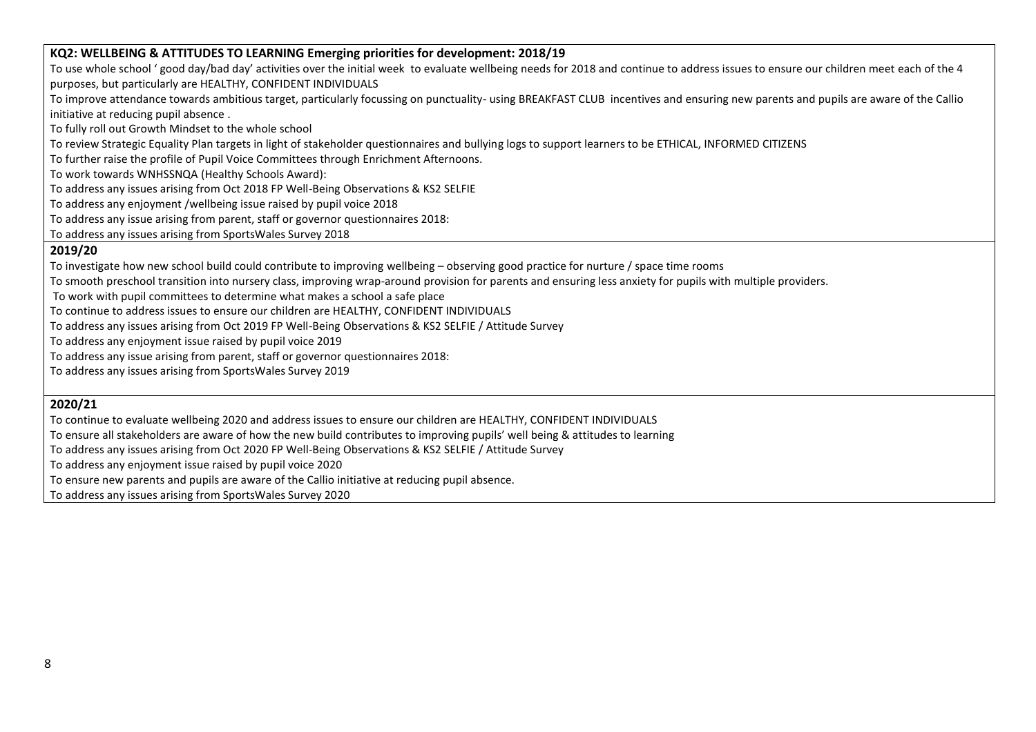**KQ2: WELLBEING & ATTITUDES TO LEARNING Emerging priorities for development: 2018/19**

To use whole school ' good day/bad day' activities over the initial week to evaluate wellbeing needs for 2018 and continue to address issues to ensure our children meet each of the 4 purposes, but particularly are HEALTHY, CONFIDENT INDIVIDUALS

To improve attendance towards ambitious target, particularly focussing on punctuality- using BREAKFAST CLUB incentives and ensuring new parents and pupils are aware of the Callio initiative at reducing pupil absence .

To fully roll out Growth Mindset to the whole school

To review Strategic Equality Plan targets in light of stakeholder questionnaires and bullying logs to support learners to be ETHICAL, INFORMED CITIZENS

To further raise the profile of Pupil Voice Committees through Enrichment Afternoons.

To work towards WNHSSNQA (Healthy Schools Award):

To address any issues arising from Oct 2018 FP Well-Being Observations & KS2 SELFIE

To address any enjoyment /wellbeing issue raised by pupil voice 2018

To address any issue arising from parent, staff or governor questionnaires 2018:

To address any issues arising from SportsWales Survey 2018

**2019/20**

To investigate how new school build could contribute to improving wellbeing – observing good practice for nurture / space time rooms

To smooth preschool transition into nursery class, improving wrap-around provision for parents and ensuring less anxiety for pupils with multiple providers.

To work with pupil committees to determine what makes a school a safe place

To continue to address issues to ensure our children are HEALTHY, CONFIDENT INDIVIDUALS

To address any issues arising from Oct 2019 FP Well-Being Observations & KS2 SELFIE / Attitude Survey

To address any enjoyment issue raised by pupil voice 2019

To address any issue arising from parent, staff or governor questionnaires 2018:

To address any issues arising from SportsWales Survey 2019

**2020/21**

To continue to evaluate wellbeing 2020 and address issues to ensure our children are HEALTHY, CONFIDENT INDIVIDUALS

To ensure all stakeholders are aware of how the new build contributes to improving pupils' well being & attitudes to learning

To address any issues arising from Oct 2020 FP Well-Being Observations & KS2 SELFIE / Attitude Survey

To address any enjoyment issue raised by pupil voice 2020

To ensure new parents and pupils are aware of the Callio initiative at reducing pupil absence.

To address any issues arising from SportsWales Survey 2020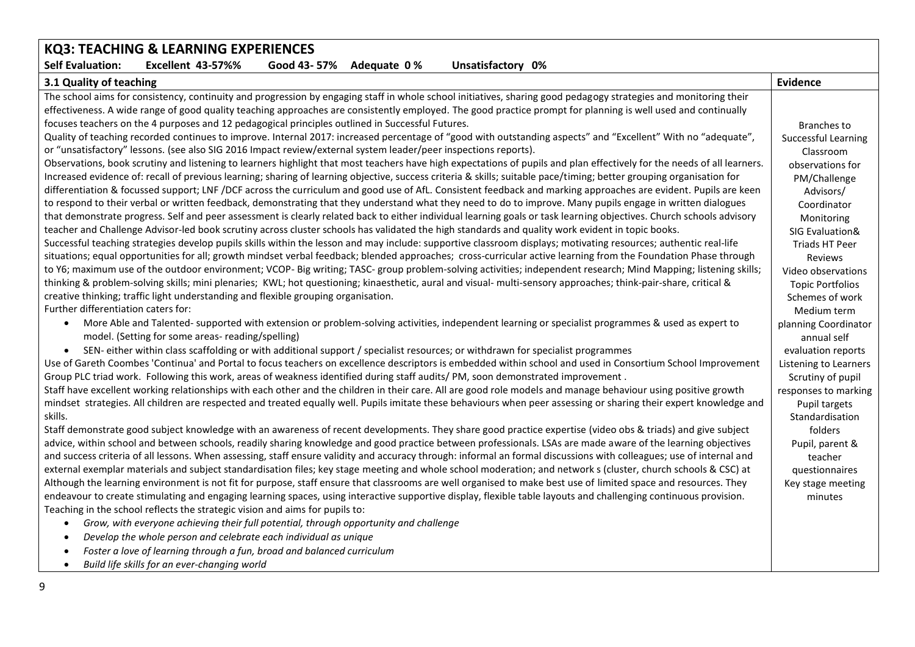## KQ3: TEACHING & LEARNING EXPERIENCES

**Self Evaluation: Excellent 43-57%% Good 43- 57% Adequate 0 % Unsatisfactory 0%**

| 3.1 Quality of teaching | Evidence |
|---|---|
| The school aims for consistency, continuity and progression by engaging staff in whole school initiatives, sharing good pedagogy strategies and monitoring their effectiveness. A wide range of good quality teaching approaches are consistently employed. The good practice prompt for planning is well used and continually focuses teachers on the 4 purposes and 12 pedagogical principles outlined in Successful Futures.<br>Quality of teaching recorded continues to improve. Internal 2017: increased percentage of "good with outstanding aspects" and "Excellent" With no "adequate", or "unsatisfactory" lessons. (see also SIG 2016 Impact review/external system leader/peer inspections reports).<br>Observations, book scrutiny and listening to learners highlight that most teachers have high expectations of pupils and plan effectively for the needs of all learners. Increased evidence of: recall of previous learning; sharing of learning objective, success criteria & skills; suitable pace/timing; better grouping organisation for differentiation & focussed support; LNF /DCF across the curriculum and good use of AfL. Consistent feedback and marking approaches are evident. Pupils are keen to respond to their verbal or written feedback, demonstrating that they understand what they need to do to improve. Many pupils engage in written dialogues that demonstrate progress. Self and peer assessment is clearly related back to either individual learning goals or task learning objectives. Church schools advisory teacher and Challenge Advisor-led book scrutiny across cluster schools has validated the high standards and quality work evident in topic books.<br>Successful teaching strategies develop pupils skills within the lesson and may include: supportive classroom displays; motivating resources; authentic real-life situations; equal opportunities for all; growth mindset verbal feedback; blended approaches; cross-curricular active learning from the Foundation Phase through to Y6; maximum use of the outdoor environment; VCOP- Big writing; TASC- group problem-solving activities; independent research; Mind Mapping; listening skills; thinking & problem-solving skills; mini plenaries; KWL; hot questioning; kinaesthetic, aural and visual- multi-sensory approaches; think-pair-share, critical & creative thinking; traffic light understanding and flexible grouping organisation.<br>Further differentiation caters for:<br>• More Able and Talented- supported with extension or problem-solving activities, independent learning or specialist programmes & used as expert to model. (Setting for some areas- reading/spelling)<br>• SEN- either within class scaffolding or with additional support / specialist resources; or withdrawn for specialist programmes<br>Use of Gareth Coombes 'Continua' and Portal to focus teachers on excellence descriptors is embedded within school and used in Consortium School Improvement Group PLC triad work. Following this work, areas of weakness identified during staff audits/ PM, soon demonstrated improvement .<br>Staff have excellent working relationships with each other and the children in their care. All are good role models and manage behaviour using positive growth mindset strategies. All children are respected and treated equally well. Pupils imitate these behaviours when peer assessing or sharing their expert knowledge and skills.<br>Staff demonstrate good subject knowledge with an awareness of recent developments. They share good practice expertise (video obs & triads) and give subject advice, within school and between schools, readily sharing knowledge and good practice between professionals. LSAs are made aware of the learning objectives and success criteria of all lessons. When assessing, staff ensure validity and accuracy through: informal an formal discussions with colleagues; use of internal and external exemplar materials and subject standardisation files; key stage meeting and whole school moderation; and network s (cluster, church schools & CSC) at<br>Although the learning environment is not fit for purpose, staff ensure that classrooms are well organised to make best use of limited space and resources. They endeavour to create stimulating and engaging learning spaces, using interactive supportive display, flexible table layouts and challenging continuous provision.<br>Teaching in the school reflects the strategic vision and aims for pupils to:<br>• *Grow, with everyone achieving their full potential, through opportunity and challenge*<br>• *Develop the whole person and celebrate each individual as unique*<br>• *Foster a love of learning through a fun, broad and balanced curriculum*<br>• *Build life skills for an ever-changing world* | Branches to Successful Learning<br>Classroom observations for PM/Challenge Advisors/ Coordinator Monitoring<br>SIG Evaluation& Triads HT Peer Reviews<br>Video observations<br>Topic Portfolios<br>Schemes of work<br>Medium term planning Coordinator annual self evaluation reports<br>Listening to Learners<br>Scrutiny of pupil responses to marking<br>Pupil targets<br>Standardisation folders<br>Pupil, parent & teacher questionnaires<br>Key stage meeting minutes |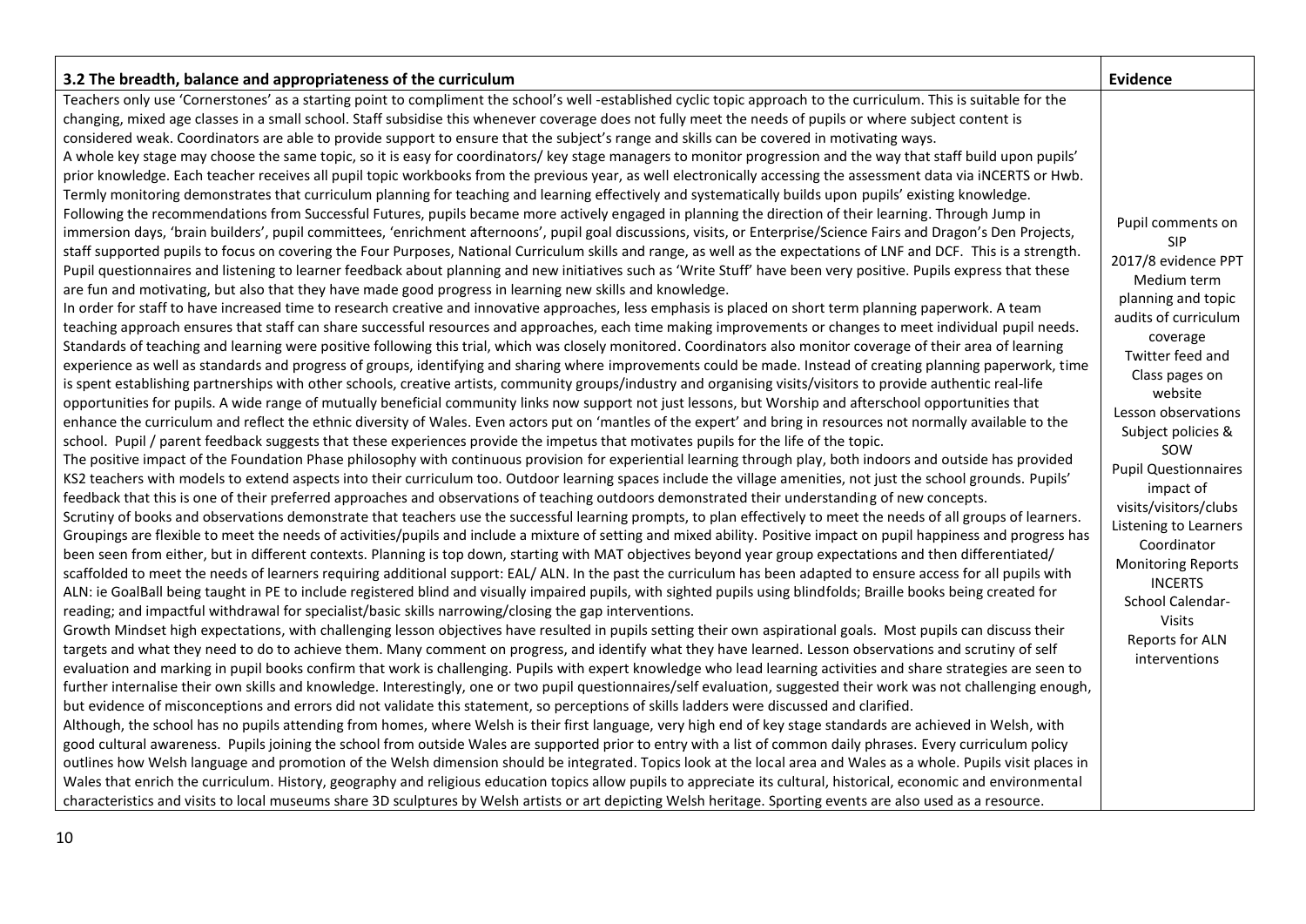| 3.2 The breadth, balance and appropriateness of the curriculum | Evidence |
| --- | --- |
| Teachers only use 'Cornerstones' as a starting point to compliment the school's well -established cyclic topic approach to the curriculum. This is suitable for the changing, mixed age classes in a small school. Staff subsidise this whenever coverage does not fully meet the needs of pupils or where subject content is considered weak. Coordinators are able to provide support to ensure that the subject's range and skills can be covered in motivating ways.<br>A whole key stage may choose the same topic, so it is easy for coordinators/ key stage managers to monitor progression and the way that staff build upon pupils' prior knowledge. Each teacher receives all pupil topic workbooks from the previous year, as well electronically accessing the assessment data via iNCERTS or Hwb. Termly monitoring demonstrates that curriculum planning for teaching and learning effectively and systematically builds upon pupils' existing knowledge.<br>Following the recommendations from Successful Futures, pupils became more actively engaged in planning the direction of their learning. Through Jump in immersion days, 'brain builders', pupil committees, 'enrichment afternoons', pupil goal discussions, visits, or Enterprise/Science Fairs and Dragon's Den Projects, staff supported pupils to focus on covering the Four Purposes, National Curriculum skills and range, as well as the expectations of LNF and DCF. This is a strength. Pupil questionnaires and listening to learner feedback about planning and new initiatives such as 'Write Stuff' have been very positive. Pupils express that these are fun and motivating, but also that they have made good progress in learning new skills and knowledge.<br>In order for staff to have increased time to research creative and innovative approaches, less emphasis is placed on short term planning paperwork. A team teaching approach ensures that staff can share successful resources and approaches, each time making improvements or changes to meet individual pupil needs. Standards of teaching and learning were positive following this trial, which was closely monitored. Coordinators also monitor coverage of their area of learning experience as well as standards and progress of groups, identifying and sharing where improvements could be made. Instead of creating planning paperwork, time is spent establishing partnerships with other schools, creative artists, community groups/industry and organising visits/visitors to provide authentic real-life opportunities for pupils. A wide range of mutually beneficial community links now support not just lessons, but Worship and afterschool opportunities that enhance the curriculum and reflect the ethnic diversity of Wales. Even actors put on 'mantles of the expert' and bring in resources not normally available to the school. Pupil / parent feedback suggests that these experiences provide the impetus that motivates pupils for the life of the topic.<br>The positive impact of the Foundation Phase philosophy with continuous provision for experiential learning through play, both indoors and outside has provided KS2 teachers with models to extend aspects into their curriculum too. Outdoor learning spaces include the village amenities, not just the school grounds. Pupils' feedback that this is one of their preferred approaches and observations of teaching outdoors demonstrated their understanding of new concepts.<br>Scrutiny of books and observations demonstrate that teachers use the successful learning prompts, to plan effectively to meet the needs of all groups of learners. Groupings are flexible to meet the needs of activities/pupils and include a mixture of setting and mixed ability. Positive impact on pupil happiness and progress has been seen from either, but in different contexts. Planning is top down, starting with MAT objectives beyond year group expectations and then differentiated/ scaffolded to meet the needs of learners requiring additional support: EAL/ ALN. In the past the curriculum has been adapted to ensure access for all pupils with ALN: ie GoalBall being taught in PE to include registered blind and visually impaired pupils, with sighted pupils using blindfolds; Braille books being created for reading; and impactful withdrawal for specialist/basic skills narrowing/closing the gap interventions.<br>Growth Mindset high expectations, with challenging lesson objectives have resulted in pupils setting their own aspirational goals. Most pupils can discuss their targets and what they need to do to achieve them. Many comment on progress, and identify what they have learned. Lesson observations and scrutiny of self evaluation and marking in pupil books confirm that work is challenging. Pupils with expert knowledge who lead learning activities and share strategies are seen to further internalise their own skills and knowledge. Interestingly, one or two pupil questionnaires/self evaluation, suggested their work was not challenging enough, but evidence of misconceptions and errors did not validate this statement, so perceptions of skills ladders were discussed and clarified.<br>Although, the school has no pupils attending from homes, where Welsh is their first language, very high end of key stage standards are achieved in Welsh, with good cultural awareness. Pupils joining the school from outside Wales are supported prior to entry with a list of common daily phrases. Every curriculum policy outlines how Welsh language and promotion of the Welsh dimension should be integrated. Topics look at the local area and Wales as a whole. Pupils visit places in Wales that enrich the curriculum. History, geography and religious education topics allow pupils to appreciate its cultural, historical, economic and environmental characteristics and visits to local museums share 3D sculptures by Welsh artists or art depicting Welsh heritage. Sporting events are also used as a resource. | Pupil comments on SIP<br>2017/8 evidence PPT<br>Medium term planning and topic audits of curriculum coverage<br>Twitter feed and Class pages on website<br>Lesson observations<br>Subject policies & SOW<br>Pupil Questionnaires impact of visits/visitors/clubs<br>Listening to Learners<br>Coordinator Monitoring Reports<br>INCERTS<br>School Calendar- Visits<br>Reports for ALN interventions |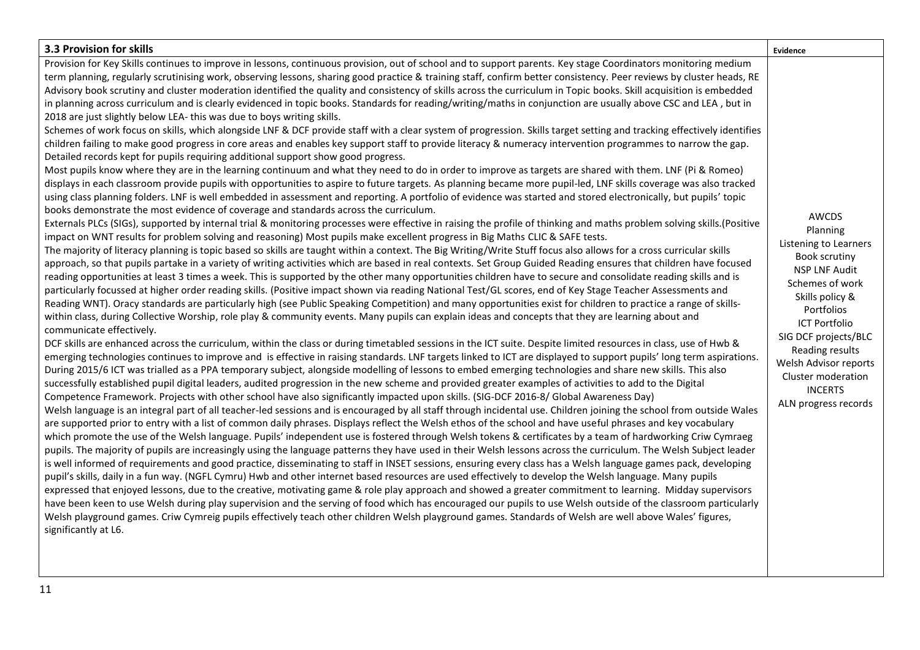| 3.3 Provision for skills | Evidence |
| --- | --- |
| Provision for Key Skills continues to improve in lessons, continuous provision, out of school and to support parents. Key stage Coordinators monitoring medium term planning, regularly scrutinising work, observing lessons, sharing good practice & training staff, confirm better consistency. Peer reviews by cluster heads, RE Advisory book scrutiny and cluster moderation identified the quality and consistency of skills across the curriculum in Topic books. Skill acquisition is embedded in planning across curriculum and is clearly evidenced in topic books. Standards for reading/writing/maths in conjunction are usually above CSC and LEA , but in 2018 are just slightly below LEA- this was due to boys writing skills.<br>Schemes of work focus on skills, which alongside LNF & DCF provide staff with a clear system of progression. Skills target setting and tracking effectively identifies children failing to make good progress in core areas and enables key support staff to provide literacy & numeracy intervention programmes to narrow the gap. Detailed records kept for pupils requiring additional support show good progress.<br>Most pupils know where they are in the learning continuum and what they need to do in order to improve as targets are shared with them. LNF (Pi & Romeo) displays in each classroom provide pupils with opportunities to aspire to future targets. As planning became more pupil-led, LNF skills coverage was also tracked using class planning folders. LNF is well embedded in assessment and reporting. A portfolio of evidence was started and stored electronically, but pupils' topic books demonstrate the most evidence of coverage and standards across the curriculum.<br>Externals PLCs (SIGs), supported by internal trial & monitoring processes were effective in raising the profile of thinking and maths problem solving skills.(Positive impact on WNT results for problem solving and reasoning) Most pupils make excellent progress in Big Maths CLIC & SAFE tests.<br>The majority of literacy planning is topic based so skills are taught within a context. The Big Writing/Write Stuff focus also allows for a cross curricular skills approach, so that pupils partake in a variety of writing activities which are based in real contexts. Set Group Guided Reading ensures that children have focused reading opportunities at least 3 times a week. This is supported by the other many opportunities children have to secure and consolidate reading skills and is particularly focussed at higher order reading skills. (Positive impact shown via reading National Test/GL scores, end of Key Stage Teacher Assessments and Reading WNT). Oracy standards are particularly high (see Public Speaking Competition) and many opportunities exist for children to practice a range of skills- within class, during Collective Worship, role play & community events. Many pupils can explain ideas and concepts that they are learning about and communicate effectively.<br>DCF skills are enhanced across the curriculum, within the class or during timetabled sessions in the ICT suite. Despite limited resources in class, use of Hwb & emerging technologies continues to improve and is effective in raising standards. LNF targets linked to ICT are displayed to support pupils' long term aspirations. During 2015/6 ICT was trialled as a PPA temporary subject, alongside modelling of lessons to embed emerging technologies and share new skills. This also successfully established pupil digital leaders, audited progression in the new scheme and provided greater examples of activities to add to the Digital Competence Framework. Projects with other school have also significantly impacted upon skills. (SIG-DCF 2016-8/ Global Awareness Day)<br>Welsh language is an integral part of all teacher-led sessions and is encouraged by all staff through incidental use. Children joining the school from outside Wales are supported prior to entry with a list of common daily phrases. Displays reflect the Welsh ethos of the school and have useful phrases and key vocabulary which promote the use of the Welsh language. Pupils' independent use is fostered through Welsh tokens & certificates by a team of hardworking Criw Cymraeg pupils. The majority of pupils are increasingly using the language patterns they have used in their Welsh lessons across the curriculum. The Welsh Subject leader is well informed of requirements and good practice, disseminating to staff in INSET sessions, ensuring every class has a Welsh language games pack, developing pupil's skills, daily in a fun way. (NGFL Cymru) Hwb and other internet based resources are used effectively to develop the Welsh language. Many pupils expressed that enjoyed lessons, due to the creative, motivating game & role play approach and showed a greater commitment to learning. Midday supervisors have been keen to use Welsh during play supervision and the serving of food which has encouraged our pupils to use Welsh outside of the classroom particularly Welsh playground games. Criw Cymreig pupils effectively teach other children Welsh playground games. Standards of Welsh are well above Wales' figures, significantly at L6. | AWCDS<br>Planning<br>Listening to Learners<br>Book scrutiny<br>NSP LNF Audit<br>Schemes of work<br>Skills policy & Portfolios<br>ICT Portfolio<br>SIG DCF projects/BLC<br>Reading results<br>Welsh Advisor reports<br>Cluster moderation<br>INCERTS<br>ALN progress records |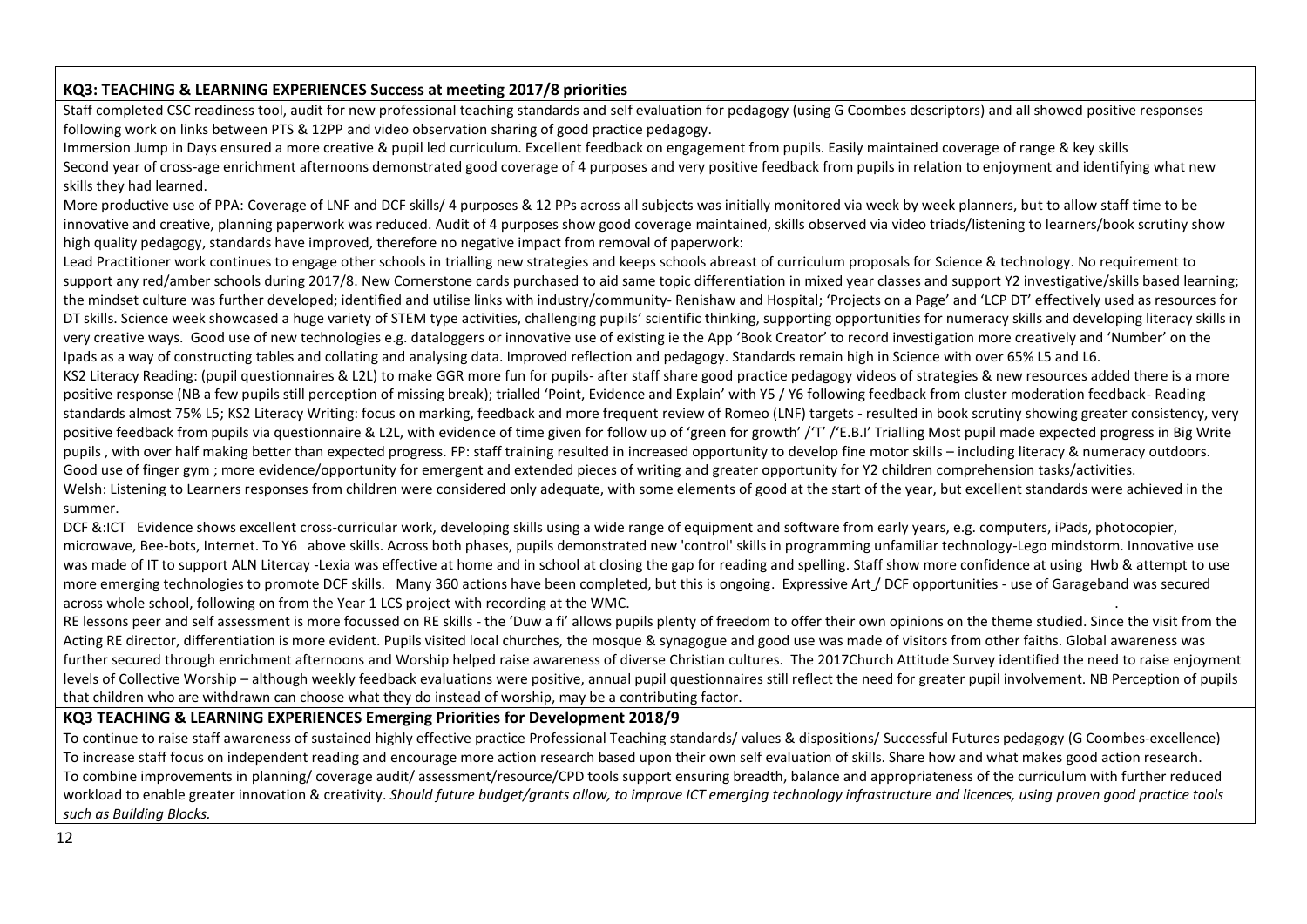**KQ3: TEACHING & LEARNING EXPERIENCES Success at meeting 2017/8 priorities**

Staff completed CSC readiness tool, audit for new professional teaching standards and self evaluation for pedagogy (using G Coombes descriptors) and all showed positive responses following work on links between PTS & 12PP and video observation sharing of good practice pedagogy.

Immersion Jump in Days ensured a more creative & pupil led curriculum. Excellent feedback on engagement from pupils. Easily maintained coverage of range & key skills

Second year of cross-age enrichment afternoons demonstrated good coverage of 4 purposes and very positive feedback from pupils in relation to enjoyment and identifying what new skills they had learned.

More productive use of PPA: Coverage of LNF and DCF skills/ 4 purposes & 12 PPs across all subjects was initially monitored via week by week planners, but to allow staff time to be innovative and creative, planning paperwork was reduced. Audit of 4 purposes show good coverage maintained, skills observed via video triads/listening to learners/book scrutiny show high quality pedagogy, standards have improved, therefore no negative impact from removal of paperwork:

Lead Practitioner work continues to engage other schools in trialling new strategies and keeps schools abreast of curriculum proposals for Science & technology. No requirement to support any red/amber schools during 2017/8. New Cornerstone cards purchased to aid same topic differentiation in mixed year classes and support Y2 investigative/skills based learning; the mindset culture was further developed; identified and utilise links with industry/community- Renishaw and Hospital; 'Projects on a Page' and 'LCP DT' effectively used as resources for DT skills. Science week showcased a huge variety of STEM type activities, challenging pupils' scientific thinking, supporting opportunities for numeracy skills and developing literacy skills in very creative ways. Good use of new technologies e.g. dataloggers or innovative use of existing ie the App 'Book Creator' to record investigation more creatively and 'Number' on the Ipads as a way of constructing tables and collating and analysing data. Improved reflection and pedagogy. Standards remain high in Science with over 65% L5 and L6.

KS2 Literacy Reading: (pupil questionnaires & L2L) to make GGR more fun for pupils- after staff share good practice pedagogy videos of strategies & new resources added there is a more positive response (NB a few pupils still perception of missing break); trialled 'Point, Evidence and Explain' with Y5 / Y6 following feedback from cluster moderation feedback- Reading standards almost 75% L5; KS2 Literacy Writing: focus on marking, feedback and more frequent review of Romeo (LNF) targets - resulted in book scrutiny showing greater consistency, very positive feedback from pupils via questionnaire & L2L, with evidence of time given for follow up of 'green for growth' /'T' /'E.B.I' Trialling Most pupil made expected progress in Big Write pupils , with over half making better than expected progress. FP: staff training resulted in increased opportunity to develop fine motor skills – including literacy & numeracy outdoors. Good use of finger gym ; more evidence/opportunity for emergent and extended pieces of writing and greater opportunity for Y2 children comprehension tasks/activities.

Welsh: Listening to Learners responses from children were considered only adequate, with some elements of good at the start of the year, but excellent standards were achieved in the summer.

DCF &:ICT Evidence shows excellent cross-curricular work, developing skills using a wide range of equipment and software from early years, e.g. computers, iPads, photocopier, microwave, Bee-bots, Internet. To Y6 above skills. Across both phases, pupils demonstrated new 'control' skills in programming unfamiliar technology-Lego mindstorm. Innovative use was made of IT to support ALN Litercay -Lexia was effective at home and in school at closing the gap for reading and spelling. Staff show more confidence at using Hwb & attempt to use more emerging technologies to promote DCF skills. Many 360 actions have been completed, but this is ongoing. Expressive Art / DCF opportunities - use of Garageband was secured across whole school, following on from the Year 1 LCS project with recording at the WMC.

RE lessons peer and self assessment is more focussed on RE skills - the 'Duw a fi' allows pupils plenty of freedom to offer their own opinions on the theme studied. Since the visit from the Acting RE director, differentiation is more evident. Pupils visited local churches, the mosque & synagogue and good use was made of visitors from other faiths. Global awareness was further secured through enrichment afternoons and Worship helped raise awareness of diverse Christian cultures. The 2017Church Attitude Survey identified the need to raise enjoyment levels of Collective Worship – although weekly feedback evaluations were positive, annual pupil questionnaires still reflect the need for greater pupil involvement. NB Perception of pupils that children who are withdrawn can choose what they do instead of worship, may be a contributing factor.

**KQ3 TEACHING & LEARNING EXPERIENCES Emerging Priorities for Development 2018/9**

To continue to raise staff awareness of sustained highly effective practice Professional Teaching standards/ values & dispositions/ Successful Futures pedagogy (G Coombes-excellence)

To increase staff focus on independent reading and encourage more action research based upon their own self evaluation of skills. Share how and what makes good action research.

To combine improvements in planning/ coverage audit/ assessment/resource/CPD tools support ensuring breadth, balance and appropriateness of the curriculum with further reduced workload to enable greater innovation & creativity. *Should future budget/grants allow, to improve ICT emerging technology infrastructure and licences, using proven good practice tools such as Building Blocks.*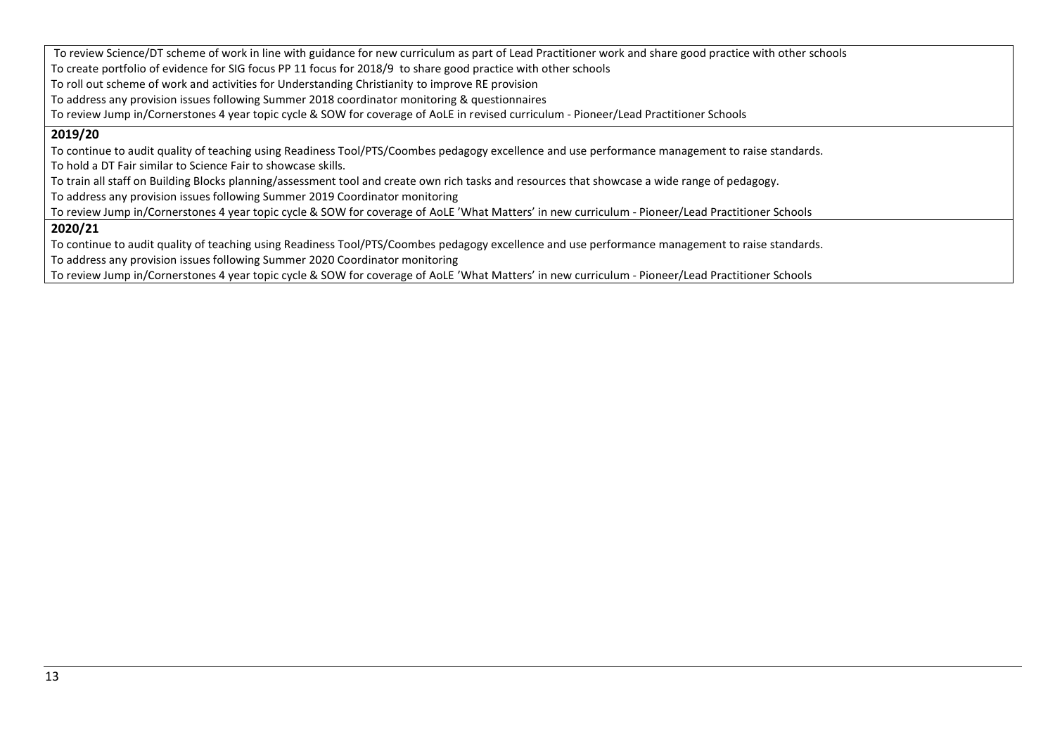To review Science/DT scheme of work in line with guidance for new curriculum as part of Lead Practitioner work and share good practice with other schools
To create portfolio of evidence for SIG focus PP 11 focus for 2018/9 to share good practice with other schools
To roll out scheme of work and activities for Understanding Christianity to improve RE provision
To address any provision issues following Summer 2018 coordinator monitoring & questionnaires
To review Jump in/Cornerstones 4 year topic cycle & SOW for coverage of AoLE in revised curriculum - Pioneer/Lead Practitioner Schools

**2019/20**

To continue to audit quality of teaching using Readiness Tool/PTS/Coombes pedagogy excellence and use performance management to raise standards.
To hold a DT Fair similar to Science Fair to showcase skills.
To train all staff on Building Blocks planning/assessment tool and create own rich tasks and resources that showcase a wide range of pedagogy.
To address any provision issues following Summer 2019 Coordinator monitoring
To review Jump in/Cornerstones 4 year topic cycle & SOW for coverage of AoLE 'What Matters' in new curriculum - Pioneer/Lead Practitioner Schools

**2020/21**

To continue to audit quality of teaching using Readiness Tool/PTS/Coombes pedagogy excellence and use performance management to raise standards.
To address any provision issues following Summer 2020 Coordinator monitoring
To review Jump in/Cornerstones 4 year topic cycle & SOW for coverage of AoLE 'What Matters' in new curriculum - Pioneer/Lead Practitioner Schools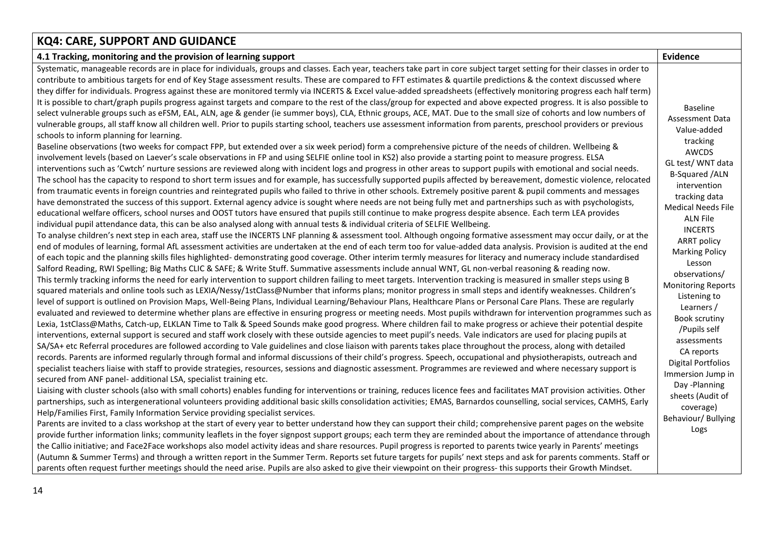## KQ4: CARE, SUPPORT AND GUIDANCE

| 4.1 Tracking, monitoring and the provision of learning support | Evidence |
|---|---|
| Systematic, manageable records are in place for individuals, groups and classes. Each year, teachers take part in core subject target setting for their classes in order to contribute to ambitious targets for end of Key Stage assessment results. These are compared to FFT estimates & quartile predictions & the context discussed where they differ for individuals. Progress against these are monitored termly via INCERTS & Excel value-added spreadsheets (effectively monitoring progress each half term) It is possible to chart/graph pupils progress against targets and compare to the rest of the class/group for expected and above expected progress. It is also possible to select vulnerable groups such as eFSM, EAL, ALN, age & gender (ie summer boys), CLA, Ethnic groups, ACE, MAT. Due to the small size of cohorts and low numbers of vulnerable groups, all staff know all children well. Prior to pupils starting school, teachers use assessment information from parents, preschool providers or previous schools to inform planning for learning.<br>Baseline observations (two weeks for compact FPP, but extended over a six week period) form a comprehensive picture of the needs of children. Wellbeing & involvement levels (based on Laever's scale observations in FP and using SELFIE online tool in KS2) also provide a starting point to measure progress. ELSA interventions such as 'Cwtch' nurture sessions are reviewed along with incident logs and progress in other areas to support pupils with emotional and social needs. The school has the capacity to respond to short term issues and for example, has successfully supported pupils affected by bereavement, domestic violence, relocated from traumatic events in foreign countries and reintegrated pupils who failed to thrive in other schools. Extremely positive parent & pupil comments and messages have demonstrated the success of this support. External agency advice is sought where needs are not being fully met and partnerships such as with psychologists, educational welfare officers, school nurses and OOST tutors have ensured that pupils still continue to make progress despite absence. Each term LEA provides individual pupil attendance data, this can be also analysed along with annual tests & individual criteria of SELFIE Wellbeing.<br>To analyse children's next step in each area, staff use the INCERTS LNF planning & assessment tool. Although ongoing formative assessment may occur daily, or at the end of modules of learning, formal AfL assessment activities are undertaken at the end of each term too for value-added data analysis. Provision is audited at the end of each topic and the planning skills files highlighted- demonstrating good coverage. Other interim termly measures for literacy and numeracy include standardised Salford Reading, RWI Spelling; Big Maths CLIC & SAFE; & Write Stuff. Summative assessments include annual WNT, GL non-verbal reasoning & reading now.<br>This termly tracking informs the need for early intervention to support children failing to meet targets. Intervention tracking is measured in smaller steps using B squared materials and online tools such as LEXIA/Nessy/1stClass@Number that informs plans; monitor progress in small steps and identify weaknesses. Children's level of support is outlined on Provision Maps, Well-Being Plans, Individual Learning/Behaviour Plans, Healthcare Plans or Personal Care Plans. These are regularly evaluated and reviewed to determine whether plans are effective in ensuring progress or meeting needs. Most pupils withdrawn for intervention programmes such as Lexia, 1stClass@Maths, Catch-up, ELKLAN Time to Talk & Speed Sounds make good progress. Where children fail to make progress or achieve their potential despite interventions, external support is secured and staff work closely with these outside agencies to meet pupil's needs. Vale indicators are used for placing pupils at SA/SA+ etc Referral procedures are followed according to Vale guidelines and close liaison with parents takes place throughout the process, along with detailed records. Parents are informed regularly through formal and informal discussions of their child's progress. Speech, occupational and physiotherapists, outreach and specialist teachers liaise with staff to provide strategies, resources, sessions and diagnostic assessment. Programmes are reviewed and where necessary support is secured from ANF panel- additional LSA, specialist training etc.<br>Liaising with cluster schools (also with small cohorts) enables funding for interventions or training, reduces licence fees and facilitates MAT provision activities. Other partnerships, such as intergenerational volunteers providing additional basic skills consolidation activities; EMAS, Barnardos counselling, social services, CAMHS, Early Help/Families First, Family Information Service providing specialist services.<br>Parents are invited to a class workshop at the start of every year to better understand how they can support their child; comprehensive parent pages on the website provide further information links; community leaflets in the foyer signpost support groups; each term they are reminded about the importance of attendance through the Callio initiative; and Face2Face workshops also model activity ideas and share resources. Pupil progress is reported to parents twice yearly in Parents' meetings (Autumn & Summer Terms) and through a written report in the Summer Term. Reports set future targets for pupils' next steps and ask for parents comments. Staff or parents often request further meetings should the need arise. Pupils are also asked to give their viewpoint on their progress- this supports their Growth Mindset. | Baseline Assessment Data<br>Value-added tracking<br>AWCDS<br>GL test/ WNT data<br>B-Squared /ALN intervention tracking data<br>Medical Needs File<br>ALN File<br>INCERTS<br>ARRT policy<br>Marking Policy<br>Lesson observations/<br>Monitoring Reports<br>Listening to Learners /<br>Book scrutiny /Pupils self assessments<br>CA reports<br>Digital Portfolios<br>Immersion Jump in Day -Planning sheets (Audit of coverage)<br>Behaviour/ Bullying Logs |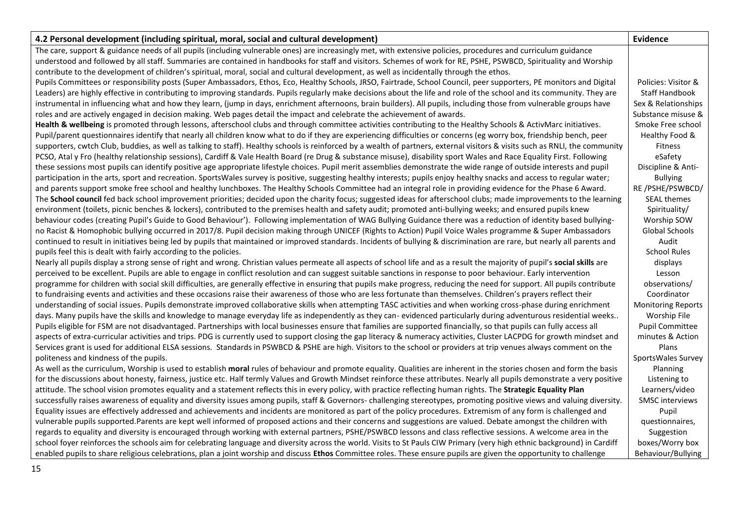| 4.2 Personal development (including spiritual, moral, social and cultural development) | Evidence |
|---|---|
| The care, support & guidance needs of all pupils (including vulnerable ones) are increasingly met, with extensive policies, procedures and curriculum guidance understood and followed by all staff. Summaries are contained in handbooks for staff and visitors. Schemes of work for RE, PSHE, PSWBCD, Spirituality and Worship contribute to the development of children's spiritual, moral, social and cultural development, as well as incidentally through the ethos.<br>Pupils Committees or responsibility posts (Super Ambassadors, Ethos, Eco, Healthy Schools, JRSO, Fairtrade, School Council, peer supporters, PE monitors and Digital Leaders) are highly effective in contributing to improving standards. Pupils regularly make decisions about the life and role of the school and its community. They are instrumental in influencing what and how they learn, (jump in days, enrichment afternoons, brain builders). All pupils, including those from vulnerable groups have roles and are actively engaged in decision making. Web pages detail the impact and celebrate the achievement of awards.<br>**Health & wellbeing** is promoted through lessons, afterschool clubs and through committee activities contributing to the Healthy Schools & ActivMarc initiatives. Pupil/parent questionnaires identify that nearly all children know what to do if they are experiencing difficulties or concerns (eg worry box, friendship bench, peer supporters, cwtch Club, buddies, as well as talking to staff). Healthy schools is reinforced by a wealth of partners, external visitors & visits such as RNLI, the community PCSO, Atal y Fro (healthy relationship sessions), Cardiff & Vale Health Board (re Drug & substance misuse), disability sport Wales and Race Equality First. Following these sessions most pupils can identify positive age appropriate lifestyle choices. Pupil merit assemblies demonstrate the wide range of outside interests and pupil participation in the arts, sport and recreation. SportsWales survey is positive, suggesting healthy interests; pupils enjoy healthy snacks and access to regular water; and parents support smoke free school and healthy lunchboxes. The Healthy Schools Committee had an integral role in providing evidence for the Phase 6 Award.<br>The **School council** fed back school improvement priorities; decided upon the charity focus; suggested ideas for afterschool clubs; made improvements to the learning environment (toilets, picnic benches & lockers), contributed to the premises health and safety audit; promoted anti-bullying weeks; and ensured pupils knew behaviour codes (creating Pupil's Guide to Good Behaviour'). Following implementation of WAG Bullying Guidance there was a reduction of identity based bullying- no Racist & Homophobic bullying occurred in 2017/8. Pupil decision making through UNICEF (Rights to Action) Pupil Voice Wales programme & Super Ambassadors continued to result in initiatives being led by pupils that maintained or improved standards. Incidents of bullying & discrimination are rare, but nearly all parents and pupils feel this is dealt with fairly according to the policies.<br>Nearly all pupils display a strong sense of right and wrong. Christian values permeate all aspects of school life and as a result the majority of pupil's **social skills** are perceived to be excellent. Pupils are able to engage in conflict resolution and can suggest suitable sanctions in response to poor behaviour. Early intervention programme for children with social skill difficulties, are generally effective in ensuring that pupils make progress, reducing the need for support. All pupils contribute to fundraising events and activities and these occasions raise their awareness of those who are less fortunate than themselves. Children's prayers reflect their understanding of social issues. Pupils demonstrate improved collaborative skills when attempting TASC activities and when working cross-phase during enrichment days. Many pupils have the skills and knowledge to manage everyday life as independently as they can- evidenced particularly during adventurous residential weeks..<br>Pupils eligible for FSM are not disadvantaged. Partnerships with local businesses ensure that families are supported financially, so that pupils can fully access all aspects of extra-curricular activities and trips. PDG is currently used to support closing the gap literacy & numeracy activities, Cluster LACPDG for growth mindset and Services grant is used for additional ELSA sessions. Standards in PSWBCD & PSHE are high. Visitors to the school or providers at trip venues always comment on the politeness and kindness of the pupils.<br>As well as the curriculum, Worship is used to establish **moral** rules of behaviour and promote equality. Qualities are inherent in the stories chosen and form the basis for the discussions about honesty, fairness, justice etc. Half termly Values and Growth Mindset reinforce these attributes. Nearly all pupils demonstrate a very positive attitude. The school vision promotes equality and a statement reflects this in every policy, with practice reflecting human rights. The **Strategic Equality Plan** successfully raises awareness of equality and diversity issues among pupils, staff & Governors- challenging stereotypes, promoting positive views and valuing diversity. Equality issues are effectively addressed and achievements and incidents are monitored as part of the policy procedures. Extremism of any form is challenged and vulnerable pupils supported.Parents are kept well informed of proposed actions and their concerns and suggestions are valued. Debate amongst the children with regards to equality and diversity is encouraged through working with external partners, PSHE/PSWBCD lessons and class reflective sessions. A welcome area in the school foyer reinforces the schools aim for celebrating language and diversity across the world. Visits to St Pauls CIW Primary (very high ethnic background) in Cardiff enabled pupils to share religious celebrations, plan a joint worship and discuss **Ethos** Committee roles. These ensure pupils are given the opportunity to challenge | Policies: Visitor & Staff Handbook<br>Sex & Relationships<br>Substance misuse & Smoke Free school<br>Healthy Food & Fitness<br>eSafety<br>Discipline & Anti-Bullying<br>RE /PSHE/PSWBCD/ SEAL themes<br>Spirituality/ Worship SOW<br>Global Schools Audit<br>School Rules displays<br>Lesson observations/ Coordinator Monitoring Reports<br>Worship File<br>Pupil Committee minutes & Action Plans<br>SportsWales Survey<br>Planning<br>Listening to Learners/video<br>SMSC interviews<br>Pupil questionnaires,<br>Suggestion boxes/Worry box<br>Behaviour/Bullying |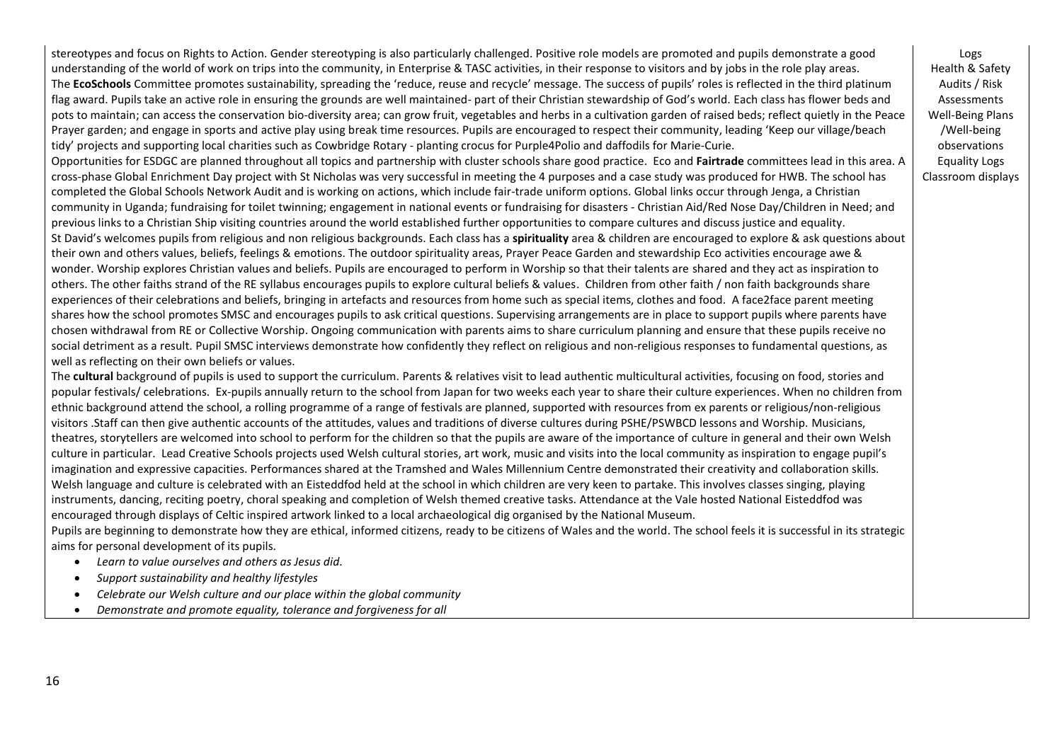| | |
|---|---|
| stereotypes and focus on Rights to Action. Gender stereotyping is also particularly challenged. Positive role models are promoted and pupils demonstrate a good understanding of the world of work on trips into the community, in Enterprise & TASC activities, in their response to visitors and by jobs in the role play areas.<br>The **EcoSchools** Committee promotes sustainability, spreading the 'reduce, reuse and recycle' message. The success of pupils' roles is reflected in the third platinum flag award. Pupils take an active role in ensuring the grounds are well maintained- part of their Christian stewardship of God's world. Each class has flower beds and pots to maintain; can access the conservation bio-diversity area; can grow fruit, vegetables and herbs in a cultivation garden of raised beds; reflect quietly in the Peace Prayer garden; and engage in sports and active play using break time resources. Pupils are encouraged to respect their community, leading 'Keep our village/beach tidy' projects and supporting local charities such as Cowbridge Rotary - planting crocus for Purple4Polio and daffodils for Marie-Curie.<br>Opportunities for ESDGC are planned throughout all topics and partnership with cluster schools share good practice. Eco and **Fairtrade** committees lead in this area. A cross-phase Global Enrichment Day project with St Nicholas was very successful in meeting the 4 purposes and a case study was produced for HWB. The school has completed the Global Schools Network Audit and is working on actions, which include fair-trade uniform options. Global links occur through Jenga, a Christian community in Uganda; fundraising for toilet twinning; engagement in national events or fundraising for disasters - Christian Aid/Red Nose Day/Children in Need; and previous links to a Christian Ship visiting countries around the world established further opportunities to compare cultures and discuss justice and equality.<br>St David's welcomes pupils from religious and non religious backgrounds. Each class has a **spirituality** area & children are encouraged to explore & ask questions about their own and others values, beliefs, feelings & emotions. The outdoor spirituality areas, Prayer Peace Garden and stewardship Eco activities encourage awe & wonder. Worship explores Christian values and beliefs. Pupils are encouraged to perform in Worship so that their talents are shared and they act as inspiration to others. The other faiths strand of the RE syllabus encourages pupils to explore cultural beliefs & values. Children from other faith / non faith backgrounds share experiences of their celebrations and beliefs, bringing in artefacts and resources from home such as special items, clothes and food. A face2face parent meeting shares how the school promotes SMSC and encourages pupils to ask critical questions. Supervising arrangements are in place to support pupils where parents have chosen withdrawal from RE or Collective Worship. Ongoing communication with parents aims to share curriculum planning and ensure that these pupils receive no social detriment as a result. Pupil SMSC interviews demonstrate how confidently they reflect on religious and non-religious responses to fundamental questions, as well as reflecting on their own beliefs or values.<br>The **cultural** background of pupils is used to support the curriculum. Parents & relatives visit to lead authentic multicultural activities, focusing on food, stories and popular festivals/ celebrations. Ex-pupils annually return to the school from Japan for two weeks each year to share their culture experiences. When no children from ethnic background attend the school, a rolling programme of a range of festivals are planned, supported with resources from ex parents or religious/non-religious visitors .Staff can then give authentic accounts of the attitudes, values and traditions of diverse cultures during PSHE/PSWBCD lessons and Worship. Musicians, theatres, storytellers are welcomed into school to perform for the children so that the pupils are aware of the importance of culture in general and their own Welsh culture in particular. Lead Creative Schools projects used Welsh cultural stories, art work, music and visits into the local community as inspiration to engage pupil's imagination and expressive capacities. Performances shared at the Tramshed and Wales Millennium Centre demonstrated their creativity and collaboration skills. Welsh language and culture is celebrated with an Eisteddfod held at the school in which children are very keen to partake. This involves classes singing, playing instruments, dancing, reciting poetry, choral speaking and completion of Welsh themed creative tasks. Attendance at the Vale hosted National Eisteddfod was encouraged through displays of Celtic inspired artwork linked to a local archaeological dig organised by the National Museum.<br>Pupils are beginning to demonstrate how they are ethical, informed citizens, ready to be citizens of Wales and the world. The school feels it is successful in its strategic aims for personal development of its pupils.<br>• *Learn to value ourselves and others as Jesus did.*<br>• *Support sustainability and healthy lifestyles*<br>• *Celebrate our Welsh culture and our place within the global community*<br>• *Demonstrate and promote equality, tolerance and forgiveness for all* | Logs<br>Health & Safety Audits / Risk Assessments<br>Well-Being Plans /Well-being observations<br>Equality Logs<br>Classroom displays |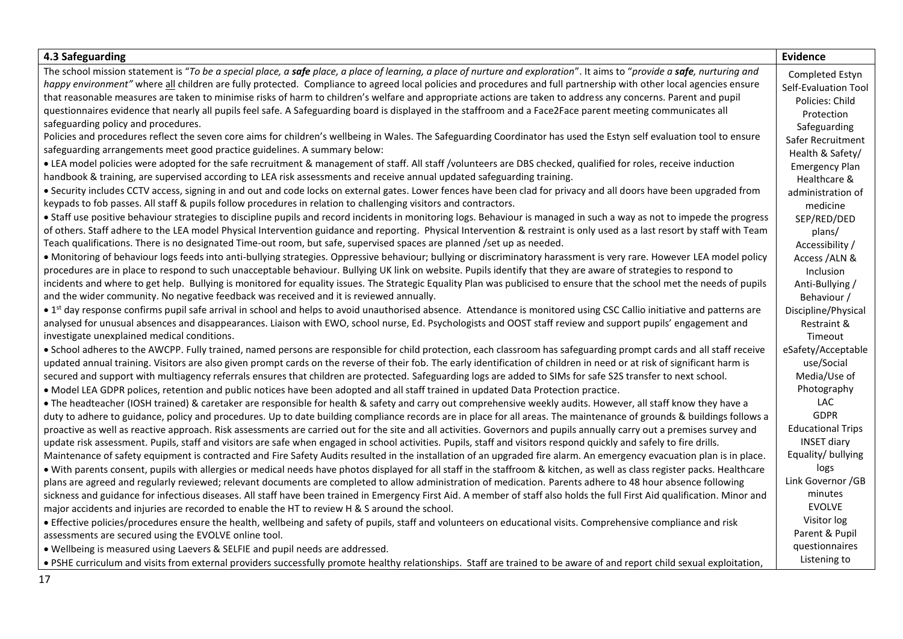| 4.3 Safeguarding | Evidence |
|---|---|
| The school mission statement is "*To be a special place, a **safe** place, a place of learning, a place of nurture and exploration*". It aims to "*provide a **safe**, nurturing and happy environment"* where all children are fully protected. Compliance to agreed local policies and procedures and full partnership with other local agencies ensure that reasonable measures are taken to minimise risks of harm to children's welfare and appropriate actions are taken to address any concerns. Parent and pupil questionnaires evidence that nearly all pupils feel safe. A Safeguarding board is displayed in the staffroom and a Face2Face parent meeting communicates all safeguarding policy and procedures.<br>Policies and procedures reflect the seven core aims for children's wellbeing in Wales. The Safeguarding Coordinator has used the Estyn self evaluation tool to ensure safeguarding arrangements meet good practice guidelines. A summary below:<br>• LEA model policies were adopted for the safe recruitment & management of staff. All staff /volunteers are DBS checked, qualified for roles, receive induction handbook & training, are supervised according to LEA risk assessments and receive annual updated safeguarding training.<br>• Security includes CCTV access, signing in and out and code locks on external gates. Lower fences have been clad for privacy and all doors have been upgraded from keypads to fob passes. All staff & pupils follow procedures in relation to challenging visitors and contractors.<br>• Staff use positive behaviour strategies to discipline pupils and record incidents in monitoring logs. Behaviour is managed in such a way as not to impede the progress of others. Staff adhere to the LEA model Physical Intervention guidance and reporting. Physical Intervention & restraint is only used as a last resort by staff with Team Teach qualifications. There is no designated Time-out room, but safe, supervised spaces are planned /set up as needed.<br>• Monitoring of behaviour logs feeds into anti-bullying strategies. Oppressive behaviour; bullying or discriminatory harassment is very rare. However LEA model policy procedures are in place to respond to such unacceptable behaviour. Bullying UK link on website. Pupils identify that they are aware of strategies to respond to incidents and where to get help. Bullying is monitored for equality issues. The Strategic Equality Plan was publicised to ensure that the school met the needs of pupils and the wider community. No negative feedback was received and it is reviewed annually.<br>• 1st day response confirms pupil safe arrival in school and helps to avoid unauthorised absence. Attendance is monitored using CSC Callio initiative and patterns are analysed for unusual absences and disappearances. Liaison with EWO, school nurse, Ed. Psychologists and OOST staff review and support pupils' engagement and investigate unexplained medical conditions.<br>• School adheres to the AWCPP. Fully trained, named persons are responsible for child protection, each classroom has safeguarding prompt cards and all staff receive updated annual training. Visitors are also given prompt cards on the reverse of their fob. The early identification of children in need or at risk of significant harm is secured and support with multiagency referrals ensures that children are protected. Safeguarding logs are added to SIMs for safe S2S transfer to next school.<br>• Model LEA GDPR polices, retention and public notices have been adopted and all staff trained in updated Data Protection practice.<br>• The headteacher (IOSH trained) & caretaker are responsible for health & safety and carry out comprehensive weekly audits. However, all staff know they have a duty to adhere to guidance, policy and procedures. Up to date building compliance records are in place for all areas. The maintenance of grounds & buildings follows a proactive as well as reactive approach. Risk assessments are carried out for the site and all activities. Governors and pupils annually carry out a premises survey and update risk assessment. Pupils, staff and visitors are safe when engaged in school activities. Pupils, staff and visitors respond quickly and safely to fire drills. Maintenance of safety equipment is contracted and Fire Safety Audits resulted in the installation of an upgraded fire alarm. An emergency evacuation plan is in place.<br>• With parents consent, pupils with allergies or medical needs have photos displayed for all staff in the staffroom & kitchen, as well as class register packs. Healthcare plans are agreed and regularly reviewed; relevant documents are completed to allow administration of medication. Parents adhere to 48 hour absence following sickness and guidance for infectious diseases. All staff have been trained in Emergency First Aid. A member of staff also holds the full First Aid qualification. Minor and major accidents and injuries are recorded to enable the HT to review H & S around the school.<br>• Effective policies/procedures ensure the health, wellbeing and safety of pupils, staff and volunteers on educational visits. Comprehensive compliance and risk assessments are secured using the EVOLVE online tool.<br>• Wellbeing is measured using Laevers & SELFIE and pupil needs are addressed.<br>• PSHE curriculum and visits from external providers successfully promote healthy relationships. Staff are trained to be aware of and report child sexual exploitation, | Completed Estyn Self-Evaluation Tool<br>Policies: Child Protection<br>Safeguarding<br>Safer Recruitment<br>Health & Safety/ Emergency Plan<br>Healthcare & administration of medicine<br>SEP/RED/DED plans/<br>Accessibility / Access /ALN & Inclusion<br>Anti-Bullying / Behaviour / Discipline/Physical Restraint & Timeout<br>eSafety/Acceptable use/Social Media/Use of Photography<br>LAC<br>GDPR<br>Educational Trips<br>INSET diary<br>Equality/ bullying logs<br>Link Governor /GB minutes<br>EVOLVE<br>Visitor log<br>Parent & Pupil questionnaires<br>Listening to |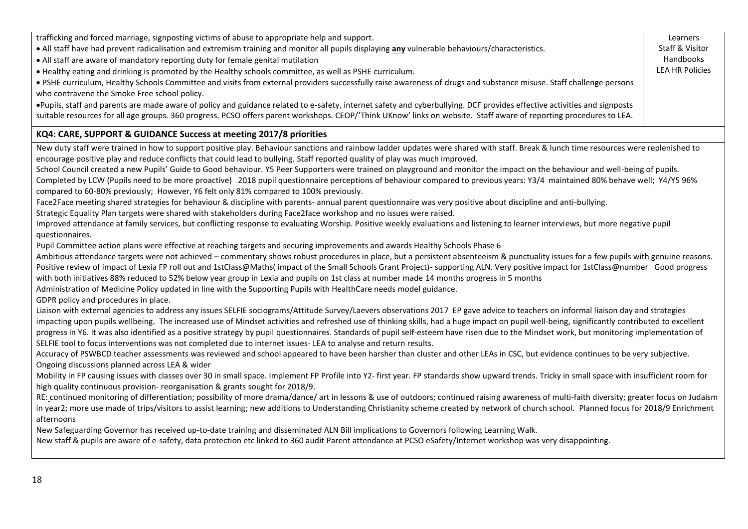| | |
|---|---|
| trafficking and forced marriage, signposting victims of abuse to appropriate help and support.<br>• All staff have had prevent radicalisation and extremism training and monitor all pupils displaying **any** vulnerable behaviours/characteristics.<br>• All staff are aware of mandatory reporting duty for female genital mutilation<br>• Healthy eating and drinking is promoted by the Healthy schools committee, as well as PSHE curriculum.<br>• PSHE curriculum, Healthy Schools Committee and visits from external providers successfully raise awareness of drugs and substance misuse. Staff challenge persons who contravene the Smoke Free school policy.<br>•Pupils, staff and parents are made aware of policy and guidance related to e-safety, internet safety and cyberbullying. DCF provides effective activities and signposts suitable resources for all age groups. 360 progress. PCSO offers parent workshops. CEOP/'Think UKnow' links on website. Staff aware of reporting procedures to LEA. | Learners<br>Staff & Visitor Handbooks<br>LEA HR Policies |

**KQ4: CARE, SUPPORT & GUIDANCE Success at meeting 2017/8 priorities**

New duty staff were trained in how to support positive play. Behaviour sanctions and rainbow ladder updates were shared with staff. Break & lunch time resources were replenished to encourage positive play and reduce conflicts that could lead to bullying. Staff reported quality of play was much improved.

School Council created a new Pupils' Guide to Good behaviour. Y5 Peer Supporters were trained on playground and monitor the impact on the behaviour and well-being of pupils. Completed by LCW (Pupils need to be more proactive) 2018 pupil questionnaire perceptions of behaviour compared to previous years: Y3/4 maintained 80% behave well; Y4/Y5 96% compared to 60-80% previously; However, Y6 felt only 81% compared to 100% previously.

Face2Face meeting shared strategies for behaviour & discipline with parents- annual parent questionnaire was very positive about discipline and anti-bullying.

Strategic Equality Plan targets were shared with stakeholders during Face2face workshop and no issues were raised.

Improved attendance at family services, but conflicting response to evaluating Worship. Positive weekly evaluations and listening to learner interviews, but more negative pupil questionnaires.

Pupil Committee action plans were effective at reaching targets and securing improvements and awards Healthy Schools Phase 6

Ambitious attendance targets were not achieved – commentary shows robust procedures in place, but a persistent absenteeism & punctuality issues for a few pupils with genuine reasons.

Positive review of impact of Lexia FP roll out and 1stClass@Maths( impact of the Small Schools Grant Project)- supporting ALN. Very positive impact for 1stClass@number Good progress with both initiatives 88% reduced to 52% below year group in Lexia and pupils on 1st class at number made 14 months progress in 5 months

Administration of Medicine Policy updated in line with the Supporting Pupils with HealthCare needs model guidance.

GDPR policy and procedures in place.

Liaison with external agencies to address any issues SELFIE sociograms/Attitude Survey/Laevers observations 2017 EP gave advice to teachers on informal liaison day and strategies impacting upon pupils wellbeing. The increased use of Mindset activities and refreshed use of thinking skills, had a huge impact on pupil well-being, significantly contributed to excellent progress in Y6. It was also identified as a positive strategy by pupil questionnaires. Standards of pupil self-esteem have risen due to the Mindset work, but monitoring implementation of SELFIE tool to focus interventions was not completed due to internet issues- LEA to analyse and return results.

Accuracy of PSWBCD teacher assessments was reviewed and school appeared to have been harsher than cluster and other LEAs in CSC, but evidence continues to be very subjective. Ongoing discussions planned across LEA & wider

Mobility in FP causing issues with classes over 30 in small space. Implement FP Profile into Y2- first year. FP standards show upward trends. Tricky in small space with insufficient room for high quality continuous provision- reorganisation & grants sought for 2018/9.

RE: continued monitoring of differentiation; possibility of more drama/dance/ art in lessons & use of outdoors; continued raising awareness of multi-faith diversity; greater focus on Judaism in year2; more use made of trips/visitors to assist learning; new additions to Understanding Christianity scheme created by network of church school. Planned focus for 2018/9 Enrichment afternoons

New Safeguarding Governor has received up-to-date training and disseminated ALN Bill implications to Governors following Learning Walk.

New staff & pupils are aware of e-safety, data protection etc linked to 360 audit Parent attendance at PCSO eSafety/Internet workshop was very disappointing.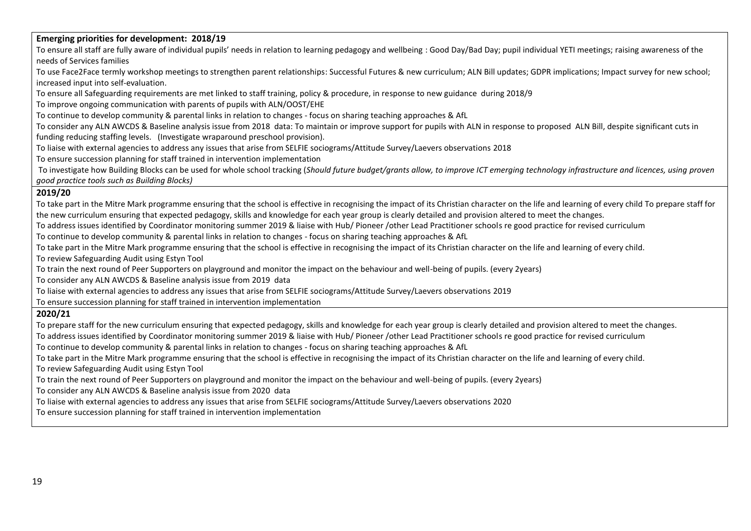**Emerging priorities for development: 2018/19**

To ensure all staff are fully aware of individual pupils' needs in relation to learning pedagogy and wellbeing : Good Day/Bad Day; pupil individual YETI meetings; raising awareness of the needs of Services families

To use Face2Face termly workshop meetings to strengthen parent relationships: Successful Futures & new curriculum; ALN Bill updates; GDPR implications; Impact survey for new school; increased input into self-evaluation.

To ensure all Safeguarding requirements are met linked to staff training, policy & procedure, in response to new guidance during 2018/9

To improve ongoing communication with parents of pupils with ALN/OOST/EHE

To continue to develop community & parental links in relation to changes - focus on sharing teaching approaches & AfL

To consider any ALN AWCDS & Baseline analysis issue from 2018 data: To maintain or improve support for pupils with ALN in response to proposed ALN Bill, despite significant cuts in funding reducing staffing levels. (Investigate wraparound preschool provision).

To liaise with external agencies to address any issues that arise from SELFIE sociograms/Attitude Survey/Laevers observations 2018

To ensure succession planning for staff trained in intervention implementation

To investigate how Building Blocks can be used for whole school tracking (*Should future budget/grants allow, to improve ICT emerging technology infrastructure and licences, using proven good practice tools such as Building Blocks)*

**2019/20**

To take part in the Mitre Mark programme ensuring that the school is effective in recognising the impact of its Christian character on the life and learning of every child To prepare staff for the new curriculum ensuring that expected pedagogy, skills and knowledge for each year group is clearly detailed and provision altered to meet the changes.

To address issues identified by Coordinator monitoring summer 2019 & liaise with Hub/ Pioneer /other Lead Practitioner schools re good practice for revised curriculum

To continue to develop community & parental links in relation to changes - focus on sharing teaching approaches & AfL

To take part in the Mitre Mark programme ensuring that the school is effective in recognising the impact of its Christian character on the life and learning of every child.

To review Safeguarding Audit using Estyn Tool

To train the next round of Peer Supporters on playground and monitor the impact on the behaviour and well-being of pupils. (every 2years)

To consider any ALN AWCDS & Baseline analysis issue from 2019 data

To liaise with external agencies to address any issues that arise from SELFIE sociograms/Attitude Survey/Laevers observations 2019

To ensure succession planning for staff trained in intervention implementation

**2020/21**

To prepare staff for the new curriculum ensuring that expected pedagogy, skills and knowledge for each year group is clearly detailed and provision altered to meet the changes.

To address issues identified by Coordinator monitoring summer 2019 & liaise with Hub/ Pioneer /other Lead Practitioner schools re good practice for revised curriculum

To continue to develop community & parental links in relation to changes - focus on sharing teaching approaches & AfL

To take part in the Mitre Mark programme ensuring that the school is effective in recognising the impact of its Christian character on the life and learning of every child.

To review Safeguarding Audit using Estyn Tool

To train the next round of Peer Supporters on playground and monitor the impact on the behaviour and well-being of pupils. (every 2years)

To consider any ALN AWCDS & Baseline analysis issue from 2020 data

To liaise with external agencies to address any issues that arise from SELFIE sociograms/Attitude Survey/Laevers observations 2020

To ensure succession planning for staff trained in intervention implementation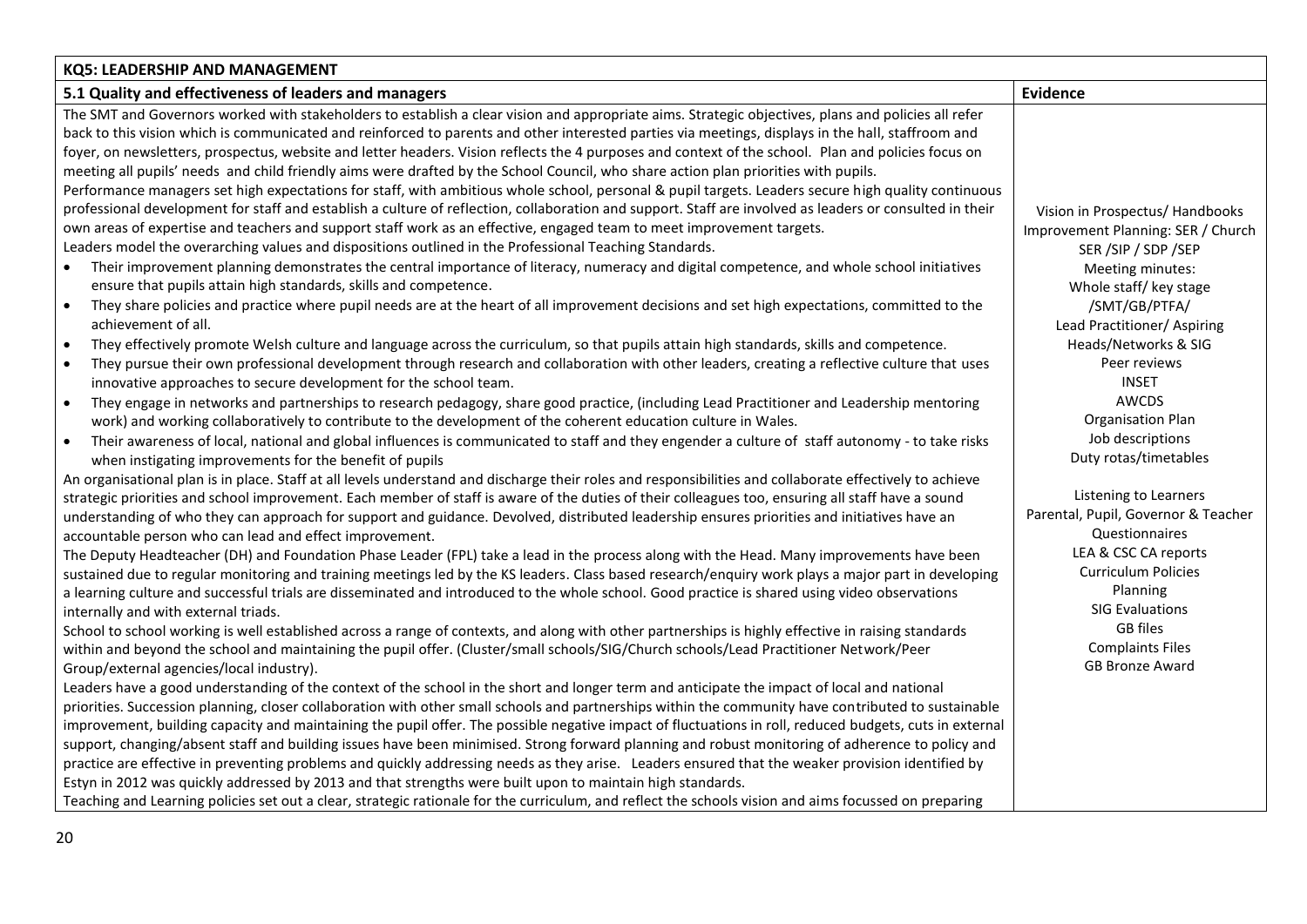| KQ5: LEADERSHIP AND MANAGEMENT | |
|---|---|
| **5.1 Quality and effectiveness of leaders and managers** | **Evidence** |
| The SMT and Governors worked with stakeholders to establish a clear vision and appropriate aims. Strategic objectives, plans and policies all refer back to this vision which is communicated and reinforced to parents and other interested parties via meetings, displays in the hall, staffroom and foyer, on newsletters, prospectus, website and letter headers. Vision reflects the 4 purposes and context of the school. Plan and policies focus on meeting all pupils' needs and child friendly aims were drafted by the School Council, who share action plan priorities with pupils.<br>Performance managers set high expectations for staff, with ambitious whole school, personal & pupil targets. Leaders secure high quality continuous professional development for staff and establish a culture of reflection, collaboration and support. Staff are involved as leaders or consulted in their own areas of expertise and teachers and support staff work as an effective, engaged team to meet improvement targets.<br>Leaders model the overarching values and dispositions outlined in the Professional Teaching Standards.<br>• Their improvement planning demonstrates the central importance of literacy, numeracy and digital competence, and whole school initiatives ensure that pupils attain high standards, skills and competence.<br>• They share policies and practice where pupil needs are at the heart of all improvement decisions and set high expectations, committed to the achievement of all.<br>• They effectively promote Welsh culture and language across the curriculum, so that pupils attain high standards, skills and competence.<br>• They pursue their own professional development through research and collaboration with other leaders, creating a reflective culture that uses innovative approaches to secure development for the school team.<br>• They engage in networks and partnerships to research pedagogy, share good practice, (including Lead Practitioner and Leadership mentoring work) and working collaboratively to contribute to the development of the coherent education culture in Wales.<br>• Their awareness of local, national and global influences is communicated to staff and they engender a culture of staff autonomy - to take risks when instigating improvements for the benefit of pupils<br>An organisational plan is in place. Staff at all levels understand and discharge their roles and responsibilities and collaborate effectively to achieve strategic priorities and school improvement. Each member of staff is aware of the duties of their colleagues too, ensuring all staff have a sound understanding of who they can approach for support and guidance. Devolved, distributed leadership ensures priorities and initiatives have an accountable person who can lead and effect improvement.<br>The Deputy Headteacher (DH) and Foundation Phase Leader (FPL) take a lead in the process along with the Head. Many improvements have been sustained due to regular monitoring and training meetings led by the KS leaders. Class based research/enquiry work plays a major part in developing a learning culture and successful trials are disseminated and introduced to the whole school. Good practice is shared using video observations internally and with external triads.<br>School to school working is well established across a range of contexts, and along with other partnerships is highly effective in raising standards within and beyond the school and maintaining the pupil offer. (Cluster/small schools/SIG/Church schools/Lead Practitioner Network/Peer Group/external agencies/local industry).<br>Leaders have a good understanding of the context of the school in the short and longer term and anticipate the impact of local and national priorities. Succession planning, closer collaboration with other small schools and partnerships within the community have contributed to sustainable improvement, building capacity and maintaining the pupil offer. The possible negative impact of fluctuations in roll, reduced budgets, cuts in external support, changing/absent staff and building issues have been minimised. Strong forward planning and robust monitoring of adherence to policy and practice are effective in preventing problems and quickly addressing needs as they arise. Leaders ensured that the weaker provision identified by Estyn in 2012 was quickly addressed by 2013 and that strengths were built upon to maintain high standards.<br>Teaching and Learning policies set out a clear, strategic rationale for the curriculum, and reflect the schools vision and aims focussed on preparing | Vision in Prospectus/ Handbooks<br>Improvement Planning: SER / Church SER /SIP / SDP /SEP<br>Meeting minutes:<br>Whole staff/ key stage /SMT/GB/PTFA/<br>Lead Practitioner/ Aspiring Heads/Networks & SIG<br>Peer reviews<br>INSET<br>AWCDS<br>Organisation Plan<br>Job descriptions<br>Duty rotas/timetables<br><br>Listening to Learners<br>Parental, Pupil, Governor & Teacher Questionnaires<br>LEA & CSC CA reports<br>Curriculum Policies<br>Planning<br>SIG Evaluations<br>GB files<br>Complaints Files<br>GB Bronze Award |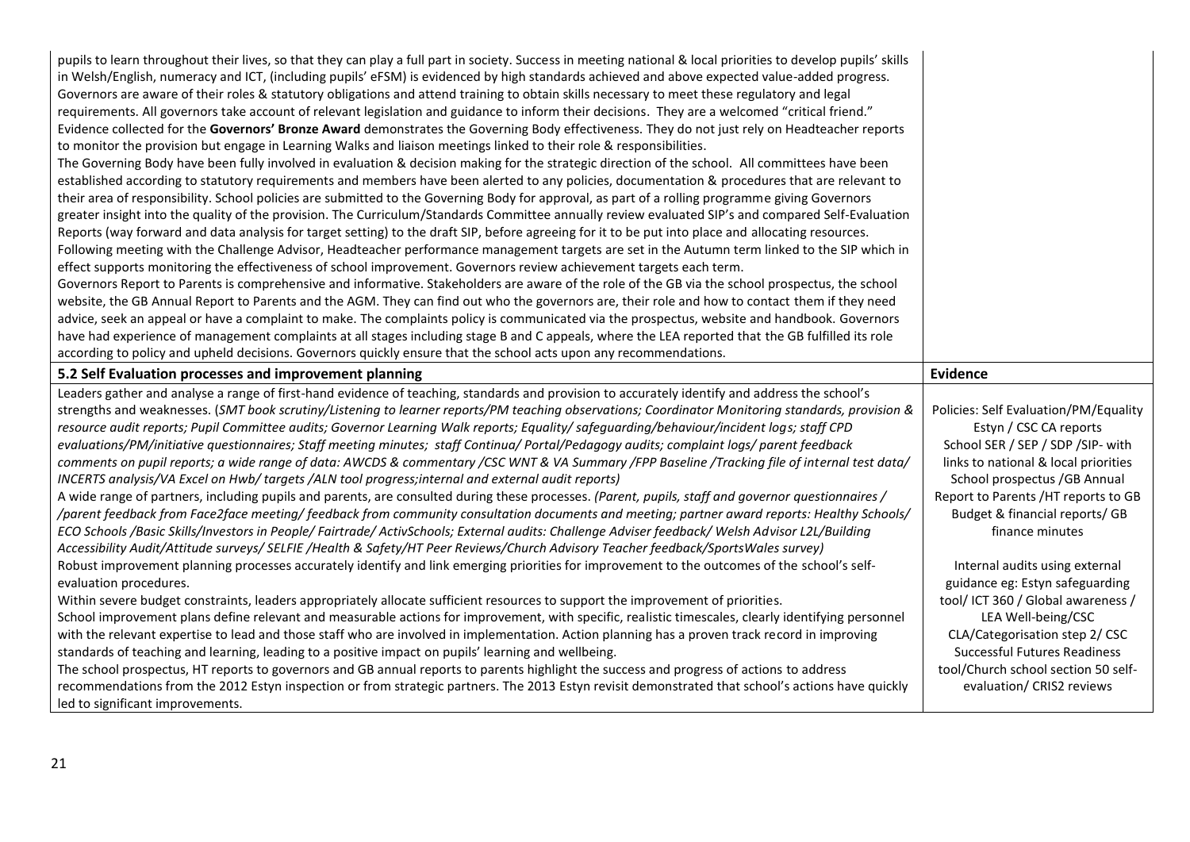| | |
|---|---|
| pupils to learn throughout their lives, so that they can play a full part in society. Success in meeting national & local priorities to develop pupils' skills in Welsh/English, numeracy and ICT, (including pupils' eFSM) is evidenced by high standards achieved and above expected value-added progress.<br>Governors are aware of their roles & statutory obligations and attend training to obtain skills necessary to meet these regulatory and legal requirements. All governors take account of relevant legislation and guidance to inform their decisions. They are a welcomed "critical friend."<br>Evidence collected for the **Governors' Bronze Award** demonstrates the Governing Body effectiveness. They do not just rely on Headteacher reports to monitor the provision but engage in Learning Walks and liaison meetings linked to their role & responsibilities.<br>The Governing Body have been fully involved in evaluation & decision making for the strategic direction of the school. All committees have been established according to statutory requirements and members have been alerted to any policies, documentation & procedures that are relevant to their area of responsibility. School policies are submitted to the Governing Body for approval, as part of a rolling programme giving Governors greater insight into the quality of the provision. The Curriculum/Standards Committee annually review evaluated SIP's and compared Self-Evaluation Reports (way forward and data analysis for target setting) to the draft SIP, before agreeing for it to be put into place and allocating resources.<br>Following meeting with the Challenge Advisor, Headteacher performance management targets are set in the Autumn term linked to the SIP which in effect supports monitoring the effectiveness of school improvement. Governors review achievement targets each term.<br>Governors Report to Parents is comprehensive and informative. Stakeholders are aware of the role of the GB via the school prospectus, the school website, the GB Annual Report to Parents and the AGM. They can find out who the governors are, their role and how to contact them if they need advice, seek an appeal or have a complaint to make. The complaints policy is communicated via the prospectus, website and handbook. Governors have had experience of management complaints at all stages including stage B and C appeals, where the LEA reported that the GB fulfilled its role according to policy and upheld decisions. Governors quickly ensure that the school acts upon any recommendations. | |
| **5.2 Self Evaluation processes and improvement planning** | **Evidence** |
| Leaders gather and analyse a range of first-hand evidence of teaching, standards and provision to accurately identify and address the school's strengths and weaknesses. (*SMT book scrutiny/Listening to learner reports/PM teaching observations; Coordinator Monitoring standards, provision & resource audit reports; Pupil Committee audits; Governor Learning Walk reports; Equality/ safeguarding/behaviour/incident logs; staff CPD evaluations/PM/initiative questionnaires/ Staff meeting minutes; staff Continua/ Portal/Pedagogy audits; complaint logs/ parent feedback comments on pupil reports; a wide range of data: AWCDS & commentary /CSC WNT & VA Summary /FPP Baseline /Tracking file of internal test data/ INCERTS analysis/VA Excel on Hwb/ targets /ALN tool progress;internal and external audit reports*)<br>A wide range of partners, including pupils and parents, are consulted during these processes. (*Parent, pupils, staff and governor questionnaires / /parent feedback from Face2face meeting/ feedback from community consultation documents and meeting; partner award reports: Healthy Schools/ ECO Schools /Basic Skills/Investors in People/ Fairtrade/ ActivSchools; External audits: Challenge Adviser feedback/ Welsh Advisor L2L/Building Accessibility Audit/Attitude surveys/ SELFIE /Health & Safety/HT Peer Reviews/Church Advisory Teacher feedback/SportsWales survey*)<br>Robust improvement planning processes accurately identify and link emerging priorities for improvement to the outcomes of the school's self-evaluation procedures.<br>Within severe budget constraints, leaders appropriately allocate sufficient resources to support the improvement of priorities.<br>School improvement plans define relevant and measurable actions for improvement, with specific, realistic timescales, clearly identifying personnel with the relevant expertise to lead and those staff who are involved in implementation. Action planning has a proven track record in improving standards of teaching and learning, leading to a positive impact on pupils' learning and wellbeing.<br>The school prospectus, HT reports to governors and GB annual reports to parents highlight the success and progress of actions to address recommendations from the 2012 Estyn inspection or from strategic partners. The 2013 Estyn revisit demonstrated that school's actions have quickly led to significant improvements. | Policies: Self Evaluation/PM/Equality<br>Estyn / CSC CA reports<br>School SER / SEP / SDP /SIP- with links to national & local priorities<br>School prospectus /GB Annual Report to Parents /HT reports to GB<br>Budget & financial reports/ GB finance minutes<br><br>Internal audits using external guidance eg: Estyn safeguarding tool/ ICT 360 / Global awareness / LEA Well-being/CSC CLA/Categorisation step 2/ CSC Successful Futures Readiness tool/Church school section 50 self-evaluation/ CRIS2 reviews |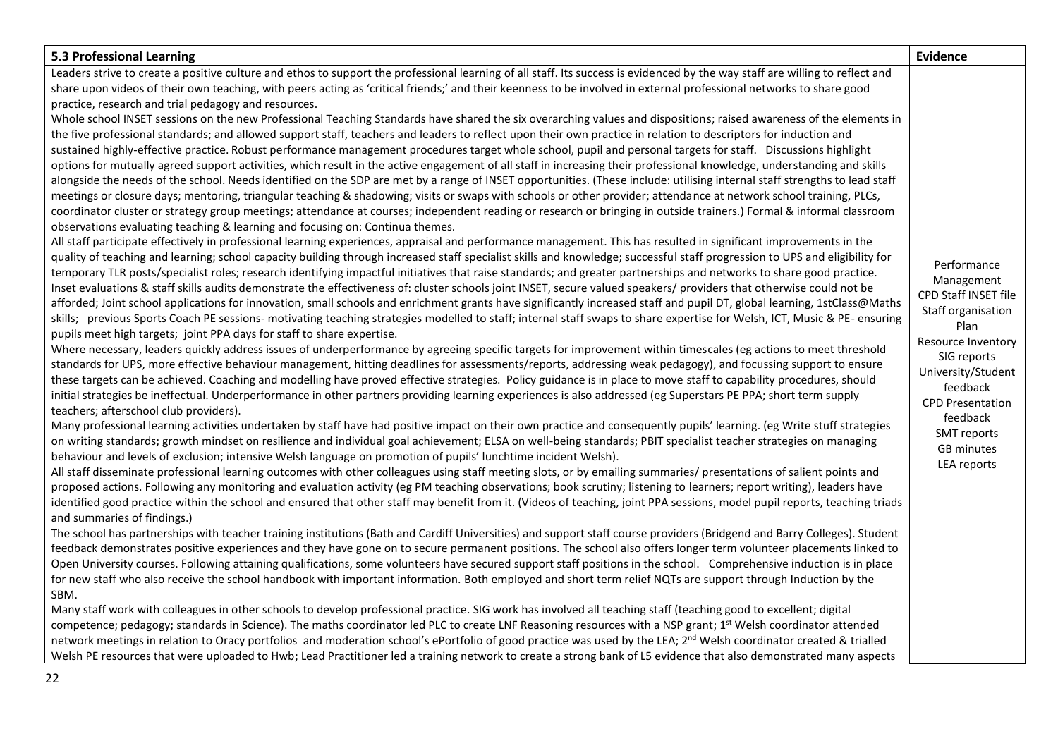| 5.3 Professional Learning | Evidence |
|---|---|
| Leaders strive to create a positive culture and ethos to support the professional learning of all staff. Its success is evidenced by the way staff are willing to reflect and share upon videos of their own teaching, with peers acting as 'critical friends;' and their keenness to be involved in external professional networks to share good practice, research and trial pedagogy and resources.<br>Whole school INSET sessions on the new Professional Teaching Standards have shared the six overarching values and dispositions; raised awareness of the elements in the five professional standards; and allowed support staff, teachers and leaders to reflect upon their own practice in relation to descriptors for induction and sustained highly-effective practice. Robust performance management procedures target whole school, pupil and personal targets for staff. Discussions highlight options for mutually agreed support activities, which result in the active engagement of all staff in increasing their professional knowledge, understanding and skills alongside the needs of the school. Needs identified on the SDP are met by a range of INSET opportunities. (These include: utilising internal staff strengths to lead staff meetings or closure days; mentoring, triangular teaching & shadowing; visits or swaps with schools or other provider; attendance at network school training, PLCs, coordinator cluster or strategy group meetings; attendance at courses; independent reading or research or bringing in outside trainers.) Formal & informal classroom observations evaluating teaching & learning and focusing on: Continua themes.<br>All staff participate effectively in professional learning experiences, appraisal and performance management. This has resulted in significant improvements in the quality of teaching and learning; school capacity building through increased staff specialist skills and knowledge; successful staff progression to UPS and eligibility for temporary TLR posts/specialist roles; research identifying impactful initiatives that raise standards; and greater partnerships and networks to share good practice. Inset evaluations & staff skills audits demonstrate the effectiveness of: cluster schools joint INSET, secure valued speakers/ providers that otherwise could not be afforded; Joint school applications for innovation, small schools and enrichment grants have significantly increased staff and pupil DT, global learning, 1stClass@Maths skills; previous Sports Coach PE sessions- motivating teaching strategies modelled to staff; internal staff swaps to share expertise for Welsh, ICT, Music & PE- ensuring pupils meet high targets; joint PPA days for staff to share expertise.<br>Where necessary, leaders quickly address issues of underperformance by agreeing specific targets for improvement within timescales (eg actions to meet threshold standards for UPS, more effective behaviour management, hitting deadlines for assessments/reports, addressing weak pedagogy), and focussing support to ensure these targets can be achieved. Coaching and modelling have proved effective strategies. Policy guidance is in place to move staff to capability procedures, should initial strategies be ineffectual. Underperformance in other partners providing learning experiences is also addressed (eg Superstars PE PPA; short term supply teachers; afterschool club providers).<br>Many professional learning activities undertaken by staff have had positive impact on their own practice and consequently pupils' learning. (eg Write stuff strategies on writing standards; growth mindset on resilience and individual goal achievement; ELSA on well-being standards; PBIT specialist teacher strategies on managing behaviour and levels of exclusion; intensive Welsh language on promotion of pupils' lunchtime incident Welsh).<br>All staff disseminate professional learning outcomes with other colleagues using staff meeting slots, or by emailing summaries/ presentations of salient points and proposed actions. Following any monitoring and evaluation activity (eg PM teaching observations; book scrutiny; listening to learners; report writing), leaders have identified good practice within the school and ensured that other staff may benefit from it. (Videos of teaching, joint PPA sessions, model pupil reports, teaching triads and summaries of findings.)<br>The school has partnerships with teacher training institutions (Bath and Cardiff Universities) and support staff course providers (Bridgend and Barry Colleges). Student feedback demonstrates positive experiences and they have gone on to secure permanent positions. The school also offers longer term volunteer placements linked to Open University courses. Following attaining qualifications, some volunteers have secured support staff positions in the school. Comprehensive induction is in place for new staff who also receive the school handbook with important information. Both employed and short term relief NQTs are support through Induction by the SBM.<br>Many staff work with colleagues in other schools to develop professional practice. SIG work has involved all teaching staff (teaching good to excellent; digital competence; pedagogy; standards in Science). The maths coordinator led PLC to create LNF Reasoning resources with a NSP grant; 1st Welsh coordinator attended network meetings in relation to Oracy portfolios and moderation school's ePortfolio of good practice was used by the LEA; 2nd Welsh coordinator created & trialled Welsh PE resources that were uploaded to Hwb; Lead Practitioner led a training network to create a strong bank of L5 evidence that also demonstrated many aspects | Performance Management<br>CPD Staff INSET file<br>Staff organisation Plan<br>Resource Inventory<br>SIG reports<br>University/Student feedback<br>CPD Presentation feedback<br>SMT reports<br>GB minutes<br>LEA reports |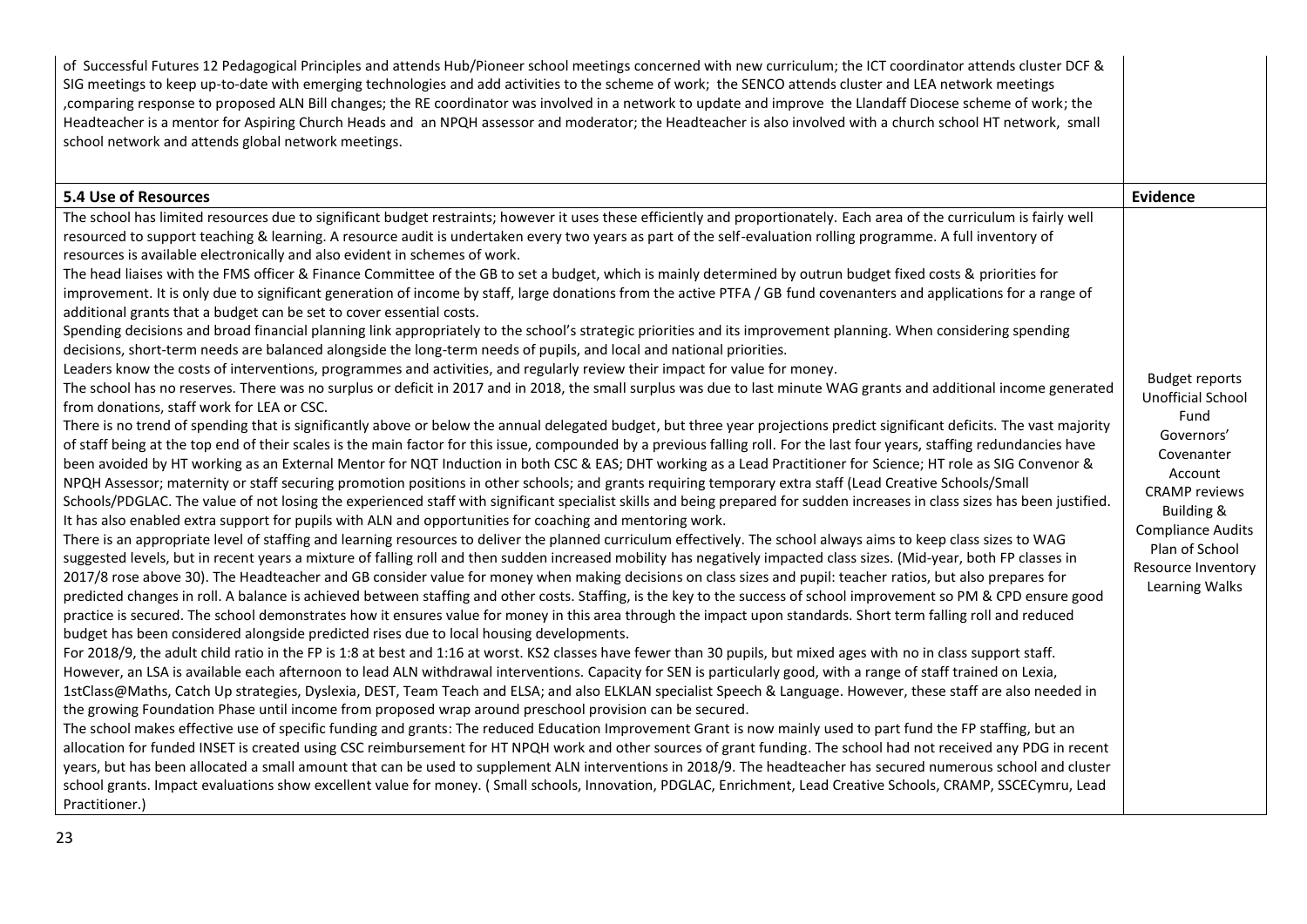| | |
|---|---|
| of Successful Futures 12 Pedagogical Principles and attends Hub/Pioneer school meetings concerned with new curriculum; the ICT coordinator attends cluster DCF & SIG meetings to keep up-to-date with emerging technologies and add activities to the scheme of work; the SENCO attends cluster and LEA network meetings ,comparing response to proposed ALN Bill changes; the RE coordinator was involved in a network to update and improve the Llandaff Diocese scheme of work; the Headteacher is a mentor for Aspiring Church Heads and an NPQH assessor and moderator; the Headteacher is also involved with a church school HT network, small school network and attends global network meetings. | |
| **5.4 Use of Resources** | **Evidence** |
| The school has limited resources due to significant budget restraints; however it uses these efficiently and proportionately. Each area of the curriculum is fairly well resourced to support teaching & learning. A resource audit is undertaken every two years as part of the self-evaluation rolling programme. A full inventory of resources is available electronically and also evident in schemes of work.<br>The head liaises with the FMS officer & Finance Committee of the GB to set a budget, which is mainly determined by outrun budget fixed costs & priorities for improvement. It is only due to significant generation of income by staff, large donations from the active PTFA / GB fund covenanters and applications for a range of additional grants that a budget can be set to cover essential costs.<br>Spending decisions and broad financial planning link appropriately to the school's strategic priorities and its improvement planning. When considering spending decisions, short-term needs are balanced alongside the long-term needs of pupils, and local and national priorities.<br>Leaders know the costs of interventions, programmes and activities, and regularly review their impact for value for money.<br>The school has no reserves. There was no surplus or deficit in 2017 and in 2018, the small surplus was due to last minute WAG grants and additional income generated from donations, staff work for LEA or CSC.<br>There is no trend of spending that is significantly above or below the annual delegated budget, but three year projections predict significant deficits. The vast majority of staff being at the top end of their scales is the main factor for this issue, compounded by a previous falling roll. For the last four years, staffing redundancies have been avoided by HT working as an External Mentor for NQT Induction in both CSC & EAS; DHT working as a Lead Practitioner for Science; HT role as SIG Convenor & NPQH Assessor; maternity or staff securing promotion positions in other schools; and grants requiring temporary extra staff (Lead Creative Schools/Small Schools/PDGLAC. The value of not losing the experienced staff with significant specialist skills and being prepared for sudden increases in class sizes has been justified. It has also enabled extra support for pupils with ALN and opportunities for coaching and mentoring work.<br>There is an appropriate level of staffing and learning resources to deliver the planned curriculum effectively. The school always aims to keep class sizes to WAG suggested levels, but in recent years a mixture of falling roll and then sudden increased mobility has negatively impacted class sizes. (Mid-year, both FP classes in 2017/8 rose above 30). The Headteacher and GB consider value for money when making decisions on class sizes and pupil: teacher ratios, but also prepares for predicted changes in roll. A balance is achieved between staffing and other costs. Staffing, is the key to the success of school improvement so PM & CPD ensure good practice is secured. The school demonstrates how it ensures value for money in this area through the impact upon standards. Short term falling roll and reduced budget has been considered alongside predicted rises due to local housing developments.<br>For 2018/9, the adult child ratio in the FP is 1:8 at best and 1:16 at worst. KS2 classes have fewer than 30 pupils, but mixed ages with no in class support staff. However, an LSA is available each afternoon to lead ALN withdrawal interventions. Capacity for SEN is particularly good, with a range of staff trained on Lexia, 1stClass@Maths, Catch Up strategies, Dyslexia, DEST, Team Teach and ELSA; and also ELKLAN specialist Speech & Language. However, these staff are also needed in the growing Foundation Phase until income from proposed wrap around preschool provision can be secured.<br>The school makes effective use of specific funding and grants: The reduced Education Improvement Grant is now mainly used to part fund the FP staffing, but an allocation for funded INSET is created using CSC reimbursement for HT NPQH work and other sources of grant funding. The school had not received any PDG in recent years, but has been allocated a small amount that can be used to supplement ALN interventions in 2018/9. The headteacher has secured numerous school and cluster school grants. Impact evaluations show excellent value for money. ( Small schools, Innovation, PDGLAC, Enrichment, Lead Creative Schools, CRAMP, SSCECymru, Lead Practitioner.) | Budget reports<br>Unofficial School Fund<br>Governors' Covenanter Account<br>CRAMP reviews<br>Building & Compliance Audits<br>Plan of School<br>Resource Inventory<br>Learning Walks |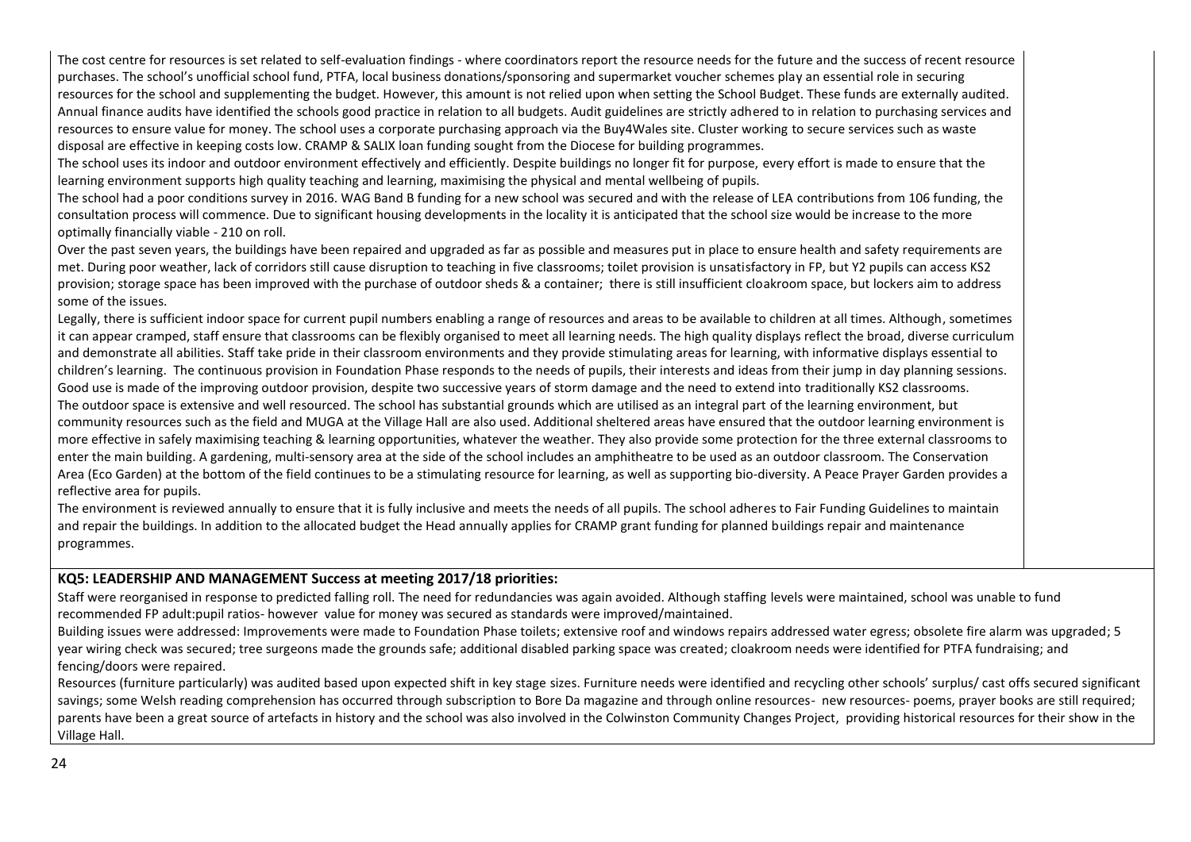The cost centre for resources is set related to self-evaluation findings - where coordinators report the resource needs for the future and the success of recent resource purchases. The school's unofficial school fund, PTFA, local business donations/sponsoring and supermarket voucher schemes play an essential role in securing resources for the school and supplementing the budget. However, this amount is not relied upon when setting the School Budget. These funds are externally audited. Annual finance audits have identified the schools good practice in relation to all budgets. Audit guidelines are strictly adhered to in relation to purchasing services and resources to ensure value for money. The school uses a corporate purchasing approach via the Buy4Wales site. Cluster working to secure services such as waste disposal are effective in keeping costs low. CRAMP & SALIX loan funding sought from the Diocese for building programmes.

The school uses its indoor and outdoor environment effectively and efficiently. Despite buildings no longer fit for purpose, every effort is made to ensure that the learning environment supports high quality teaching and learning, maximising the physical and mental wellbeing of pupils.

The school had a poor conditions survey in 2016. WAG Band B funding for a new school was secured and with the release of LEA contributions from 106 funding, the consultation process will commence. Due to significant housing developments in the locality it is anticipated that the school size would be increase to the more optimally financially viable - 210 on roll.

Over the past seven years, the buildings have been repaired and upgraded as far as possible and measures put in place to ensure health and safety requirements are met. During poor weather, lack of corridors still cause disruption to teaching in five classrooms; toilet provision is unsatisfactory in FP, but Y2 pupils can access KS2 provision; storage space has been improved with the purchase of outdoor sheds & a container; there is still insufficient cloakroom space, but lockers aim to address some of the issues.

Legally, there is sufficient indoor space for current pupil numbers enabling a range of resources and areas to be available to children at all times. Although, sometimes it can appear cramped, staff ensure that classrooms can be flexibly organised to meet all learning needs. The high quality displays reflect the broad, diverse curriculum and demonstrate all abilities. Staff take pride in their classroom environments and they provide stimulating areas for learning, with informative displays essential to children's learning. The continuous provision in Foundation Phase responds to the needs of pupils, their interests and ideas from their jump in day planning sessions. Good use is made of the improving outdoor provision, despite two successive years of storm damage and the need to extend into traditionally KS2 classrooms.

The outdoor space is extensive and well resourced. The school has substantial grounds which are utilised as an integral part of the learning environment, but community resources such as the field and MUGA at the Village Hall are also used. Additional sheltered areas have ensured that the outdoor learning environment is more effective in safely maximising teaching & learning opportunities, whatever the weather. They also provide some protection for the three external classrooms to enter the main building. A gardening, multi-sensory area at the side of the school includes an amphitheatre to be used as an outdoor classroom. The Conservation Area (Eco Garden) at the bottom of the field continues to be a stimulating resource for learning, as well as supporting bio-diversity. A Peace Prayer Garden provides a reflective area for pupils.

The environment is reviewed annually to ensure that it is fully inclusive and meets the needs of all pupils. The school adheres to Fair Funding Guidelines to maintain and repair the buildings. In addition to the allocated budget the Head annually applies for CRAMP grant funding for planned buildings repair and maintenance programmes.

**KQ5: LEADERSHIP AND MANAGEMENT Success at meeting 2017/18 priorities:**

Staff were reorganised in response to predicted falling roll. The need for redundancies was again avoided. Although staffing levels were maintained, school was unable to fund recommended FP adult:pupil ratios- however value for money was secured as standards were improved/maintained.

Building issues were addressed: Improvements were made to Foundation Phase toilets; extensive roof and windows repairs addressed water egress; obsolete fire alarm was upgraded; 5 year wiring check was secured; tree surgeons made the grounds safe; additional disabled parking space was created; cloakroom needs were identified for PTFA fundraising; and fencing/doors were repaired.

Resources (furniture particularly) was audited based upon expected shift in key stage sizes. Furniture needs were identified and recycling other schools' surplus/ cast offs secured significant savings; some Welsh reading comprehension has occurred through subscription to Bore Da magazine and through online resources- new resources- poems, prayer books are still required; parents have been a great source of artefacts in history and the school was also involved in the Colwinston Community Changes Project, providing historical resources for their show in the Village Hall.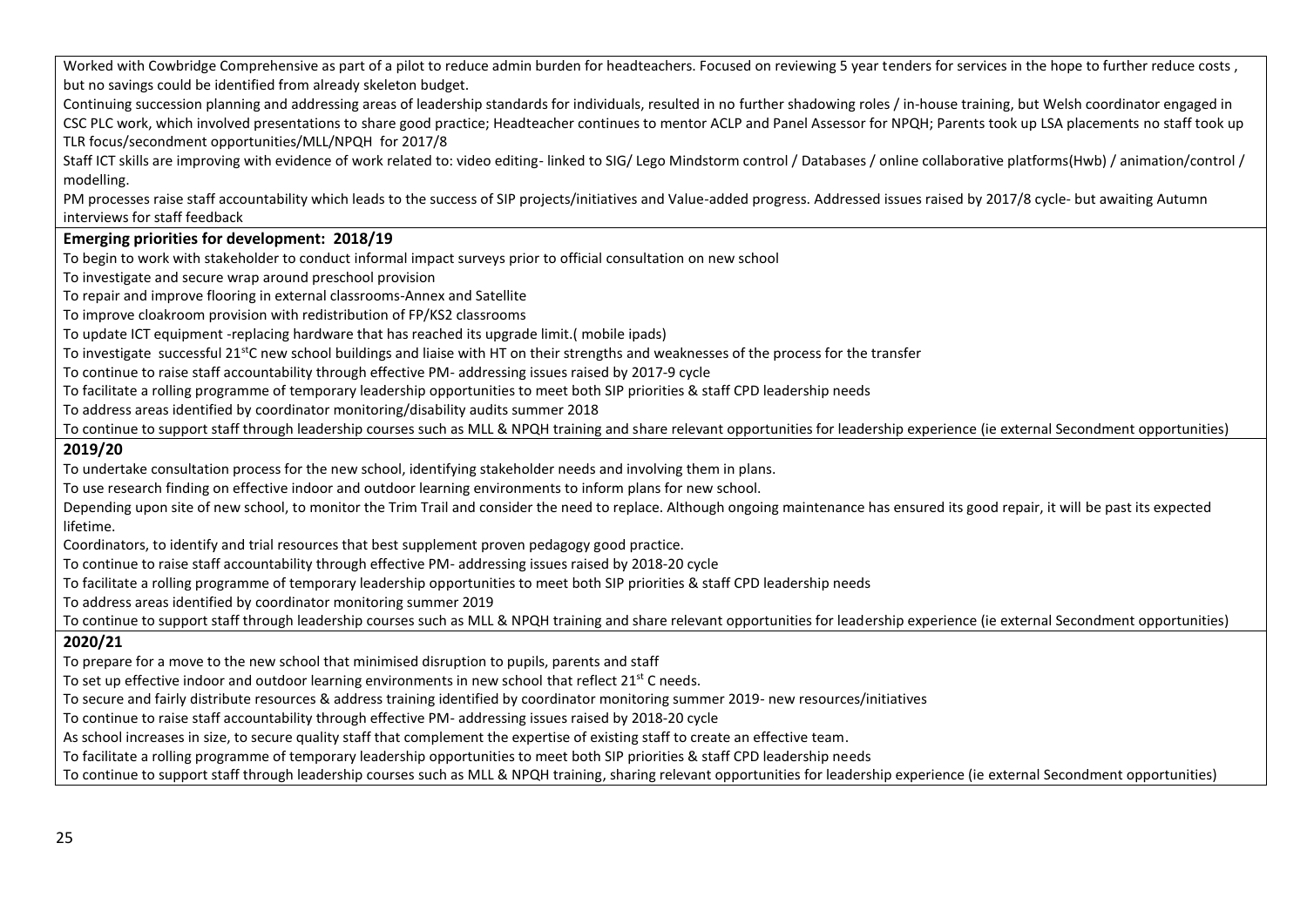Worked with Cowbridge Comprehensive as part of a pilot to reduce admin burden for headteachers. Focused on reviewing 5 year tenders for services in the hope to further reduce costs , but no savings could be identified from already skeleton budget.

Continuing succession planning and addressing areas of leadership standards for individuals, resulted in no further shadowing roles / in-house training, but Welsh coordinator engaged in CSC PLC work, which involved presentations to share good practice; Headteacher continues to mentor ACLP and Panel Assessor for NPQH; Parents took up LSA placements no staff took up TLR focus/secondment opportunities/MLL/NPQH for 2017/8

Staff ICT skills are improving with evidence of work related to: video editing- linked to SIG/ Lego Mindstorm control / Databases / online collaborative platforms(Hwb) / animation/control / modelling.

PM processes raise staff accountability which leads to the success of SIP projects/initiatives and Value-added progress. Addressed issues raised by 2017/8 cycle- but awaiting Autumn interviews for staff feedback

**Emerging priorities for development: 2018/19**

To begin to work with stakeholder to conduct informal impact surveys prior to official consultation on new school

To investigate and secure wrap around preschool provision

To repair and improve flooring in external classrooms-Annex and Satellite

To improve cloakroom provision with redistribution of FP/KS2 classrooms

To update ICT equipment -replacing hardware that has reached its upgrade limit.( mobile ipads)

To investigate successful 21stC new school buildings and liaise with HT on their strengths and weaknesses of the process for the transfer

To continue to raise staff accountability through effective PM- addressing issues raised by 2017-9 cycle

To facilitate a rolling programme of temporary leadership opportunities to meet both SIP priorities & staff CPD leadership needs

To address areas identified by coordinator monitoring/disability audits summer 2018

To continue to support staff through leadership courses such as MLL & NPQH training and share relevant opportunities for leadership experience (ie external Secondment opportunities)

**2019/20**

To undertake consultation process for the new school, identifying stakeholder needs and involving them in plans.

To use research finding on effective indoor and outdoor learning environments to inform plans for new school.

Depending upon site of new school, to monitor the Trim Trail and consider the need to replace. Although ongoing maintenance has ensured its good repair, it will be past its expected lifetime.

Coordinators, to identify and trial resources that best supplement proven pedagogy good practice.

To continue to raise staff accountability through effective PM- addressing issues raised by 2018-20 cycle

To facilitate a rolling programme of temporary leadership opportunities to meet both SIP priorities & staff CPD leadership needs

To address areas identified by coordinator monitoring summer 2019

To continue to support staff through leadership courses such as MLL & NPQH training and share relevant opportunities for leadership experience (ie external Secondment opportunities)

**2020/21**

To prepare for a move to the new school that minimised disruption to pupils, parents and staff

To set up effective indoor and outdoor learning environments in new school that reflect 21st C needs.

To secure and fairly distribute resources & address training identified by coordinator monitoring summer 2019- new resources/initiatives

To continue to raise staff accountability through effective PM- addressing issues raised by 2018-20 cycle

As school increases in size, to secure quality staff that complement the expertise of existing staff to create an effective team.

To facilitate a rolling programme of temporary leadership opportunities to meet both SIP priorities & staff CPD leadership needs

To continue to support staff through leadership courses such as MLL & NPQH training, sharing relevant opportunities for leadership experience (ie external Secondment opportunities)